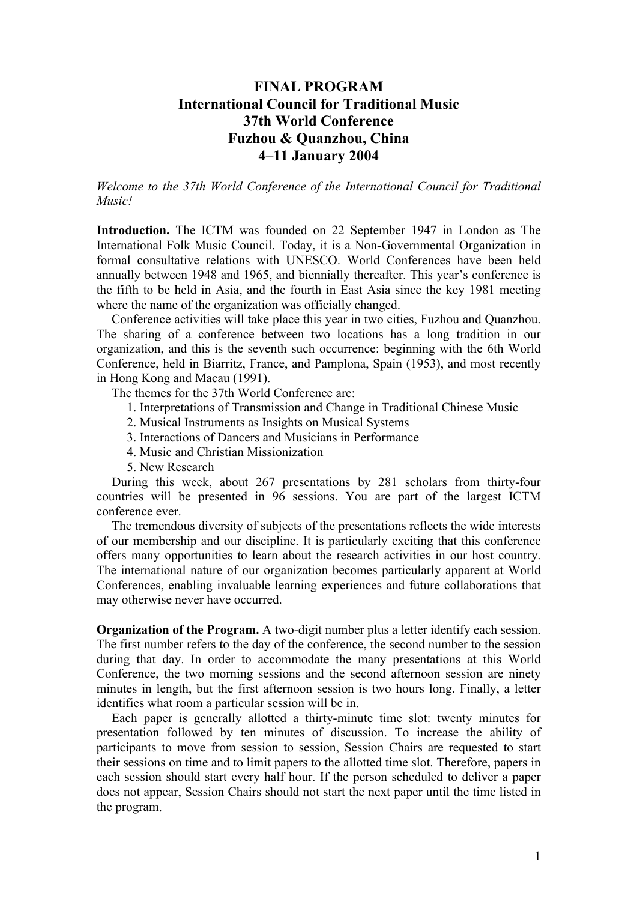# FINAL PROGRAM
# International Council for Traditional Music
# 37th World Conference
# Fuzhou & Quanzhou, China
# 4–11 January 2004

*Welcome to the 37th World Conference of the International Council for Traditional Music!*

**Introduction.** The ICTM was founded on 22 September 1947 in London as The International Folk Music Council. Today, it is a Non-Governmental Organization in formal consultative relations with UNESCO. World Conferences have been held annually between 1948 and 1965, and biennially thereafter. This year's conference is the fifth to be held in Asia, and the fourth in East Asia since the key 1981 meeting where the name of the organization was officially changed.

Conference activities will take place this year in two cities, Fuzhou and Quanzhou. The sharing of a conference between two locations has a long tradition in our organization, and this is the seventh such occurrence: beginning with the 6th World Conference, held in Biarritz, France, and Pamplona, Spain (1953), and most recently in Hong Kong and Macau (1991).

The themes for the 37th World Conference are:

1. Interpretations of Transmission and Change in Traditional Chinese Music
2. Musical Instruments as Insights on Musical Systems
3. Interactions of Dancers and Musicians in Performance
4. Music and Christian Missionization
5. New Research

During this week, about 267 presentations by 281 scholars from thirty-four countries will be presented in 96 sessions. You are part of the largest ICTM conference ever.

The tremendous diversity of subjects of the presentations reflects the wide interests of our membership and our discipline. It is particularly exciting that this conference offers many opportunities to learn about the research activities in our host country. The international nature of our organization becomes particularly apparent at World Conferences, enabling invaluable learning experiences and future collaborations that may otherwise never have occurred.

**Organization of the Program.** A two-digit number plus a letter identify each session. The first number refers to the day of the conference, the second number to the session during that day. In order to accommodate the many presentations at this World Conference, the two morning sessions and the second afternoon session are ninety minutes in length, but the first afternoon session is two hours long. Finally, a letter identifies what room a particular session will be in.

Each paper is generally allotted a thirty-minute time slot: twenty minutes for presentation followed by ten minutes of discussion. To increase the ability of participants to move from session to session, Session Chairs are requested to start their sessions on time and to limit papers to the allotted time slot. Therefore, papers in each session should start every half hour. If the person scheduled to deliver a paper does not appear, Session Chairs should not start the next paper until the time listed in the program.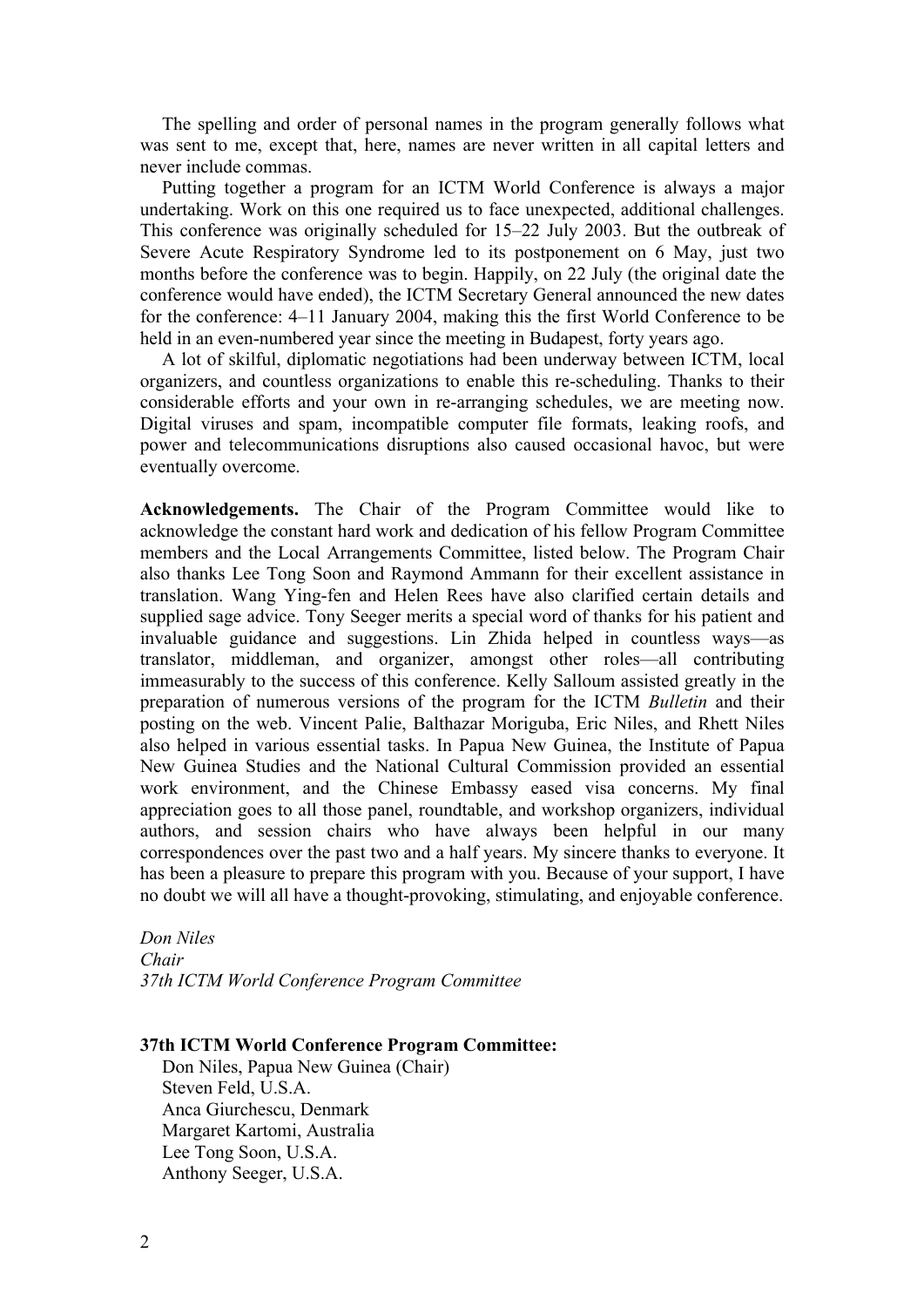The spelling and order of personal names in the program generally follows what was sent to me, except that, here, names are never written in all capital letters and never include commas.

Putting together a program for an ICTM World Conference is always a major undertaking. Work on this one required us to face unexpected, additional challenges. This conference was originally scheduled for 15–22 July 2003. But the outbreak of Severe Acute Respiratory Syndrome led to its postponement on 6 May, just two months before the conference was to begin. Happily, on 22 July (the original date the conference would have ended), the ICTM Secretary General announced the new dates for the conference: 4–11 January 2004, making this the first World Conference to be held in an even-numbered year since the meeting in Budapest, forty years ago.

A lot of skilful, diplomatic negotiations had been underway between ICTM, local organizers, and countless organizations to enable this re-scheduling. Thanks to their considerable efforts and your own in re-arranging schedules, we are meeting now. Digital viruses and spam, incompatible computer file formats, leaking roofs, and power and telecommunications disruptions also caused occasional havoc, but were eventually overcome.

**Acknowledgements.** The Chair of the Program Committee would like to acknowledge the constant hard work and dedication of his fellow Program Committee members and the Local Arrangements Committee, listed below. The Program Chair also thanks Lee Tong Soon and Raymond Ammann for their excellent assistance in translation. Wang Ying-fen and Helen Rees have also clarified certain details and supplied sage advice. Tony Seeger merits a special word of thanks for his patient and invaluable guidance and suggestions. Lin Zhida helped in countless ways—as translator, middleman, and organizer, amongst other roles—all contributing immeasurably to the success of this conference. Kelly Salloum assisted greatly in the preparation of numerous versions of the program for the ICTM *Bulletin* and their posting on the web. Vincent Palie, Balthazar Moriguba, Eric Niles, and Rhett Niles also helped in various essential tasks. In Papua New Guinea, the Institute of Papua New Guinea Studies and the National Cultural Commission provided an essential work environment, and the Chinese Embassy eased visa concerns. My final appreciation goes to all those panel, roundtable, and workshop organizers, individual authors, and session chairs who have always been helpful in our many correspondences over the past two and a half years. My sincere thanks to everyone. It has been a pleasure to prepare this program with you. Because of your support, I have no doubt we will all have a thought-provoking, stimulating, and enjoyable conference.

*Don Niles*
*Chair*
*37th ICTM World Conference Program Committee*

**37th ICTM World Conference Program Committee:**

Don Niles, Papua New Guinea (Chair)
Steven Feld, U.S.A.
Anca Giurchescu, Denmark
Margaret Kartomi, Australia
Lee Tong Soon, U.S.A.
Anthony Seeger, U.S.A.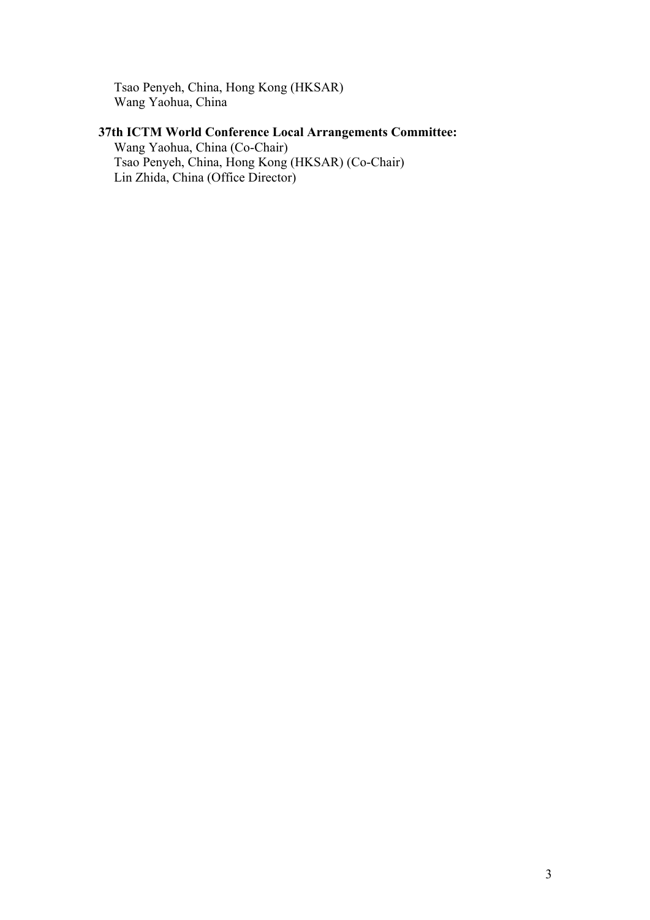Tsao Penyeh, China, Hong Kong (HKSAR)
Wang Yaohua, China

**37th ICTM World Conference Local Arrangements Committee:**

Wang Yaohua, China (Co-Chair)
Tsao Penyeh, China, Hong Kong (HKSAR) (Co-Chair)
Lin Zhida, China (Office Director)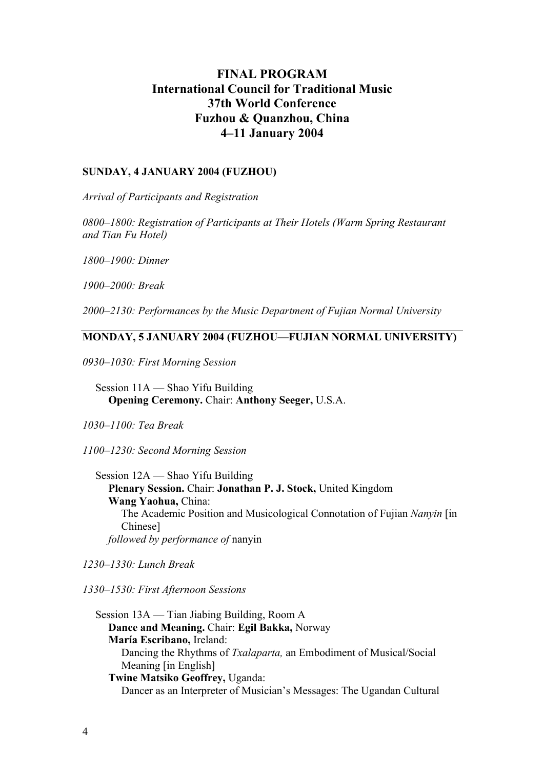# FINAL PROGRAM
# International Council for Traditional Music
# 37th World Conference
# Fuzhou & Quanzhou, China
# 4–11 January 2004

## SUNDAY, 4 JANUARY 2004 (FUZHOU)

*Arrival of Participants and Registration*

*0800–1800: Registration of Participants at Their Hotels (Warm Spring Restaurant and Tian Fu Hotel)*

*1800–1900: Dinner*

*1900–2000: Break*

*2000–2130: Performances by the Music Department of Fujian Normal University*

---

## MONDAY, 5 JANUARY 2004 (FUZHOU—FUJIAN NORMAL UNIVERSITY)

*0930–1030: First Morning Session*

Session 11A — Shao Yifu Building
**Opening Ceremony.** Chair: **Anthony Seeger,** U.S.A.

*1030–1100: Tea Break*

*1100–1230: Second Morning Session*

Session 12A — Shao Yifu Building
**Plenary Session.** Chair: **Jonathan P. J. Stock,** United Kingdom
**Wang Yaohua,** China:
The Academic Position and Musicological Connotation of Fujian *Nanyin* [in Chinese]
*followed by performance of* nanyin

*1230–1330: Lunch Break*

*1330–1530: First Afternoon Sessions*

Session 13A — Tian Jiabing Building, Room A
**Dance and Meaning.** Chair: **Egil Bakka,** Norway
**María Escribano,** Ireland:
Dancing the Rhythms of *Txalaparta,* an Embodiment of Musical/Social Meaning [in English]
**Twine Matsiko Geoffrey,** Uganda:
Dancer as an Interpreter of Musician's Messages: The Ugandan Cultural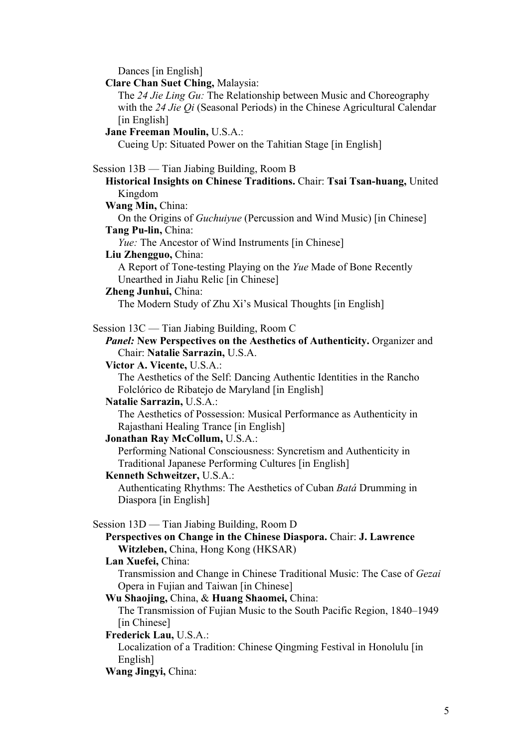Dances [in English]

**Clare Chan Suet Ching,** Malaysia:
The *24 Jie Ling Gu:* The Relationship between Music and Choreography with the *24 Jie Qi* (Seasonal Periods) in the Chinese Agricultural Calendar [in English]

**Jane Freeman Moulin,** U.S.A.:
Cueing Up: Situated Power on the Tahitian Stage [in English]

Session 13B — Tian Jiabing Building, Room B

**Historical Insights on Chinese Traditions.** Chair: **Tsai Tsan-huang,** United Kingdom

**Wang Min,** China:
On the Origins of *Guchuiyue* (Percussion and Wind Music) [in Chinese]

**Tang Pu-lin,** China:
*Yue:* The Ancestor of Wind Instruments [in Chinese]

**Liu Zhengguo,** China:
A Report of Tone-testing Playing on the *Yue* Made of Bone Recently Unearthed in Jiahu Relic [in Chinese]

**Zheng Junhui,** China:
The Modern Study of Zhu Xi's Musical Thoughts [in English]

Session 13C — Tian Jiabing Building, Room C

***Panel:* New Perspectives on the Aesthetics of Authenticity.** Organizer and Chair: **Natalie Sarrazin,** U.S.A.

**Victor A. Vicente,** U.S.A.:
The Aesthetics of the Self: Dancing Authentic Identities in the Rancho Folclórico de Ribatejo de Maryland [in English]

**Natalie Sarrazin,** U.S.A.:
The Aesthetics of Possession: Musical Performance as Authenticity in Rajasthani Healing Trance [in English]

**Jonathan Ray McCollum,** U.S.A.:
Performing National Consciousness: Syncretism and Authenticity in Traditional Japanese Performing Cultures [in English]

**Kenneth Schweitzer,** U.S.A.:
Authenticating Rhythms: The Aesthetics of Cuban *Batá* Drumming in Diaspora [in English]

Session 13D — Tian Jiabing Building, Room D

**Perspectives on Change in the Chinese Diaspora.** Chair: **J. Lawrence Witzleben,** China, Hong Kong (HKSAR)

**Lan Xuefei,** China:
Transmission and Change in Chinese Traditional Music: The Case of *Gezai* Opera in Fujian and Taiwan [in Chinese]

**Wu Shaojing,** China, & **Huang Shaomei,** China:
The Transmission of Fujian Music to the South Pacific Region, 1840–1949 [in Chinese]

**Frederick Lau,** U.S.A.:
Localization of a Tradition: Chinese Qingming Festival in Honolulu [in English]

**Wang Jingyi,** China: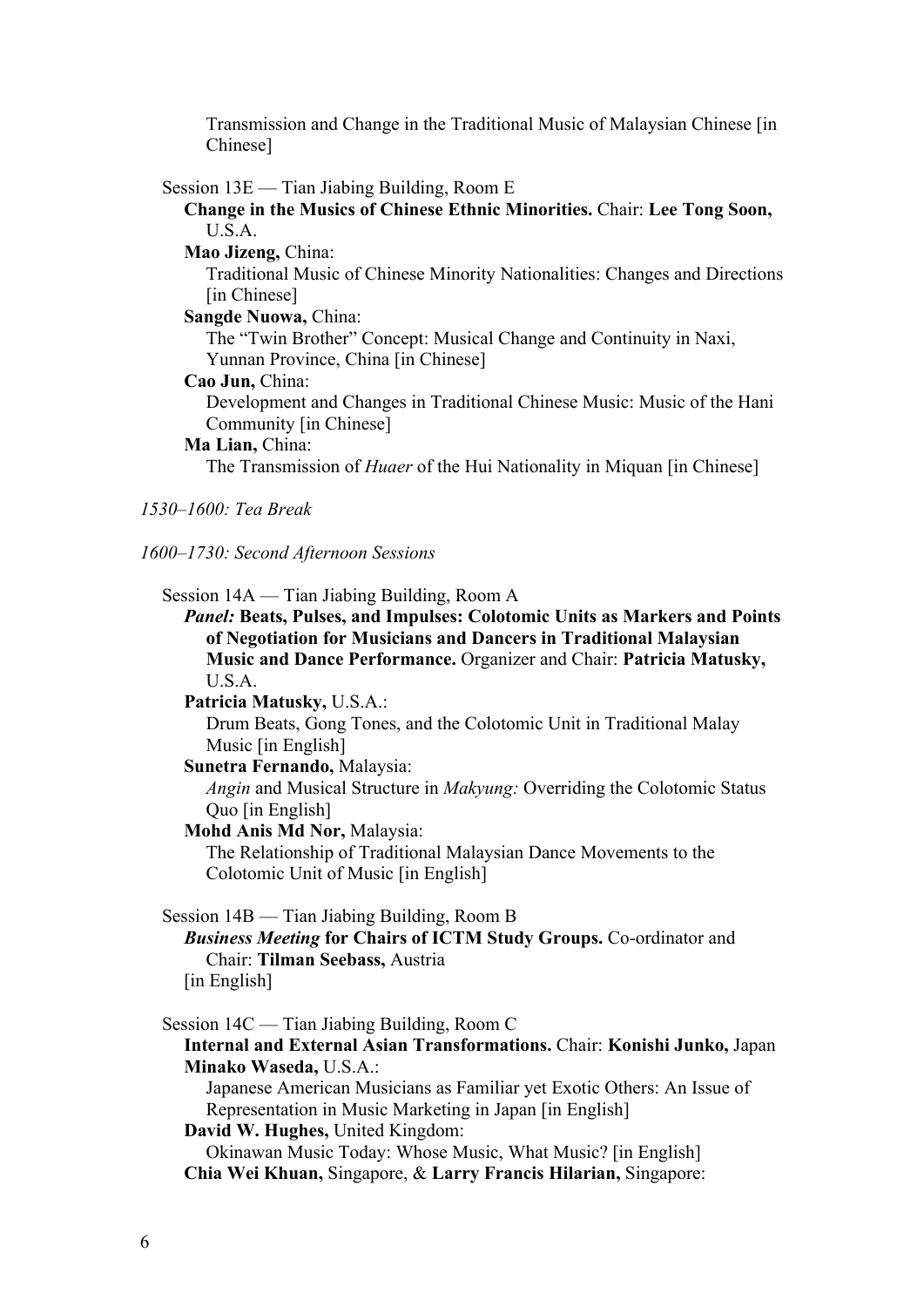Transmission and Change in the Traditional Music of Malaysian Chinese [in Chinese]

Session 13E — Tian Jiabing Building, Room E

**Change in the Musics of Chinese Ethnic Minorities.** Chair: **Lee Tong Soon,** U.S.A.

**Mao Jizeng,** China:
Traditional Music of Chinese Minority Nationalities: Changes and Directions [in Chinese]

**Sangde Nuowa,** China:
The "Twin Brother" Concept: Musical Change and Continuity in Naxi, Yunnan Province, China [in Chinese]

**Cao Jun,** China:
Development and Changes in Traditional Chinese Music: Music of the Hani Community [in Chinese]

**Ma Lian,** China:
The Transmission of *Huaer* of the Hui Nationality in Miquan [in Chinese]

*1530–1600: Tea Break*

*1600–1730: Second Afternoon Sessions*

Session 14A — Tian Jiabing Building, Room A

***Panel:* Beats, Pulses, and Impulses: Colotomic Units as Markers and Points of Negotiation for Musicians and Dancers in Traditional Malaysian Music and Dance Performance.** Organizer and Chair: **Patricia Matusky,** U.S.A.

**Patricia Matusky,** U.S.A.:
Drum Beats, Gong Tones, and the Colotomic Unit in Traditional Malay Music [in English]

**Sunetra Fernando,** Malaysia:
*Angin* and Musical Structure in *Makyung:* Overriding the Colotomic Status Quo [in English]

**Mohd Anis Md Nor,** Malaysia:
The Relationship of Traditional Malaysian Dance Movements to the Colotomic Unit of Music [in English]

Session 14B — Tian Jiabing Building, Room B

***Business Meeting* for Chairs of ICTM Study Groups.** Co-ordinator and Chair: **Tilman Seebass,** Austria
[in English]

Session 14C — Tian Jiabing Building, Room C

**Internal and External Asian Transformations.** Chair: **Konishi Junko,** Japan

**Minako Waseda,** U.S.A.:
Japanese American Musicians as Familiar yet Exotic Others: An Issue of Representation in Music Marketing in Japan [in English]

**David W. Hughes,** United Kingdom:
Okinawan Music Today: Whose Music, What Music? [in English]

**Chia Wei Khuan,** Singapore, & **Larry Francis Hilarian,** Singapore: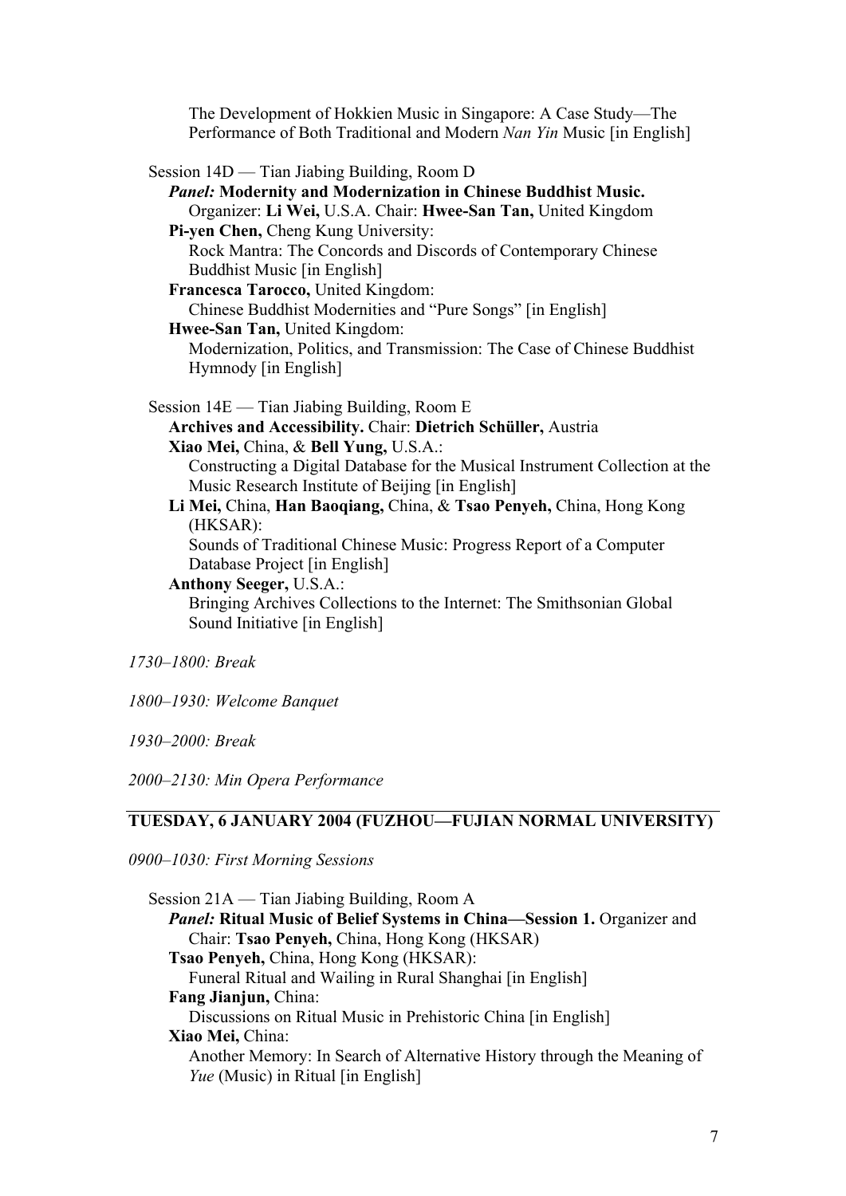The Development of Hokkien Music in Singapore: A Case Study—The Performance of Both Traditional and Modern *Nan Yin* Music [in English]

Session 14D — Tian Jiabing Building, Room D

***Panel:* Modernity and Modernization in Chinese Buddhist Music.** Organizer: **Li Wei,** U.S.A. Chair: **Hwee-San Tan,** United Kingdom

**Pi-yen Chen,** Cheng Kung University:
Rock Mantra: The Concords and Discords of Contemporary Chinese Buddhist Music [in English]

**Francesca Tarocco,** United Kingdom:
Chinese Buddhist Modernities and "Pure Songs" [in English]

**Hwee-San Tan,** United Kingdom:
Modernization, Politics, and Transmission: The Case of Chinese Buddhist Hymnody [in English]

Session 14E — Tian Jiabing Building, Room E

**Archives and Accessibility.** Chair: **Dietrich Schüller,** Austria

**Xiao Mei,** China, & **Bell Yung,** U.S.A.:
Constructing a Digital Database for the Musical Instrument Collection at the Music Research Institute of Beijing [in English]

**Li Mei,** China, **Han Baoqiang,** China, & **Tsao Penyeh,** China, Hong Kong (HKSAR):
Sounds of Traditional Chinese Music: Progress Report of a Computer Database Project [in English]

**Anthony Seeger,** U.S.A.:
Bringing Archives Collections to the Internet: The Smithsonian Global Sound Initiative [in English]

*1730–1800: Break*

*1800–1930: Welcome Banquet*

*1930–2000: Break*

*2000–2130: Min Opera Performance*

## TUESDAY, 6 JANUARY 2004 (FUZHOU—FUJIAN NORMAL UNIVERSITY)

*0900–1030: First Morning Sessions*

Session 21A — Tian Jiabing Building, Room A

***Panel:* Ritual Music of Belief Systems in China—Session 1.** Organizer and Chair: **Tsao Penyeh,** China, Hong Kong (HKSAR)

**Tsao Penyeh,** China, Hong Kong (HKSAR):
Funeral Ritual and Wailing in Rural Shanghai [in English]

**Fang Jianjun,** China:
Discussions on Ritual Music in Prehistoric China [in English]

**Xiao Mei,** China:
Another Memory: In Search of Alternative History through the Meaning of *Yue* (Music) in Ritual [in English]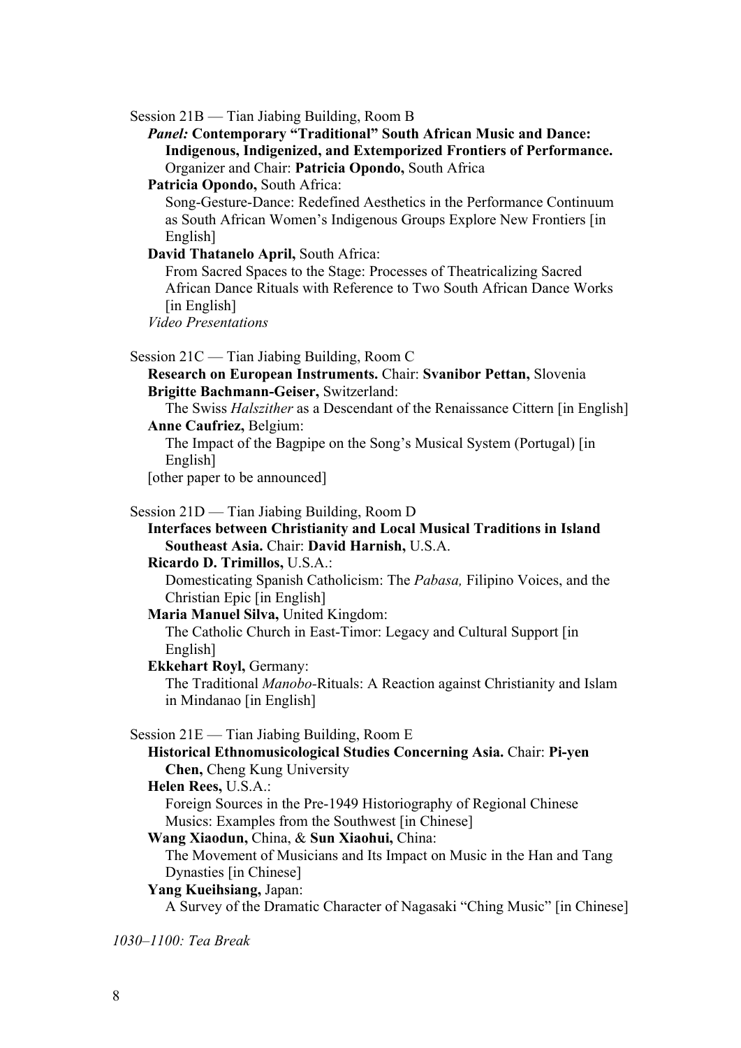Session 21B — Tian Jiabing Building, Room B

***Panel:* Contemporary "Traditional" South African Music and Dance: Indigenous, Indigenized, and Extemporized Frontiers of Performance.** Organizer and Chair: **Patricia Opondo,** South Africa

**Patricia Opondo,** South Africa:
Song-Gesture-Dance: Redefined Aesthetics in the Performance Continuum as South African Women's Indigenous Groups Explore New Frontiers [in English]

**David Thatanelo April,** South Africa:
From Sacred Spaces to the Stage: Processes of Theatricalizing Sacred African Dance Rituals with Reference to Two South African Dance Works [in English]

*Video Presentations*

Session 21C — Tian Jiabing Building, Room C

**Research on European Instruments.** Chair: **Svanibor Pettan,** Slovenia

**Brigitte Bachmann-Geiser,** Switzerland:
The Swiss *Halszither* as a Descendant of the Renaissance Cittern [in English]

**Anne Caufriez,** Belgium:
The Impact of the Bagpipe on the Song's Musical System (Portugal) [in English]

[other paper to be announced]

Session 21D — Tian Jiabing Building, Room D

**Interfaces between Christianity and Local Musical Traditions in Island Southeast Asia.** Chair: **David Harnish,** U.S.A.

**Ricardo D. Trimillos,** U.S.A.:
Domesticating Spanish Catholicism: The *Pabasa,* Filipino Voices, and the Christian Epic [in English]

**Maria Manuel Silva,** United Kingdom:
The Catholic Church in East-Timor: Legacy and Cultural Support [in English]

**Ekkehart Royl,** Germany:
The Traditional *Manobo*-Rituals: A Reaction against Christianity and Islam in Mindanao [in English]

Session 21E — Tian Jiabing Building, Room E

**Historical Ethnomusicological Studies Concerning Asia.** Chair: **Pi-yen Chen,** Cheng Kung University

**Helen Rees,** U.S.A.:
Foreign Sources in the Pre-1949 Historiography of Regional Chinese Musics: Examples from the Southwest [in Chinese]

**Wang Xiaodun,** China, & **Sun Xiaohui,** China:
The Movement of Musicians and Its Impact on Music in the Han and Tang Dynasties [in Chinese]

**Yang Kueihsiang,** Japan:
A Survey of the Dramatic Character of Nagasaki "Ching Music" [in Chinese]

*1030–1100: Tea Break*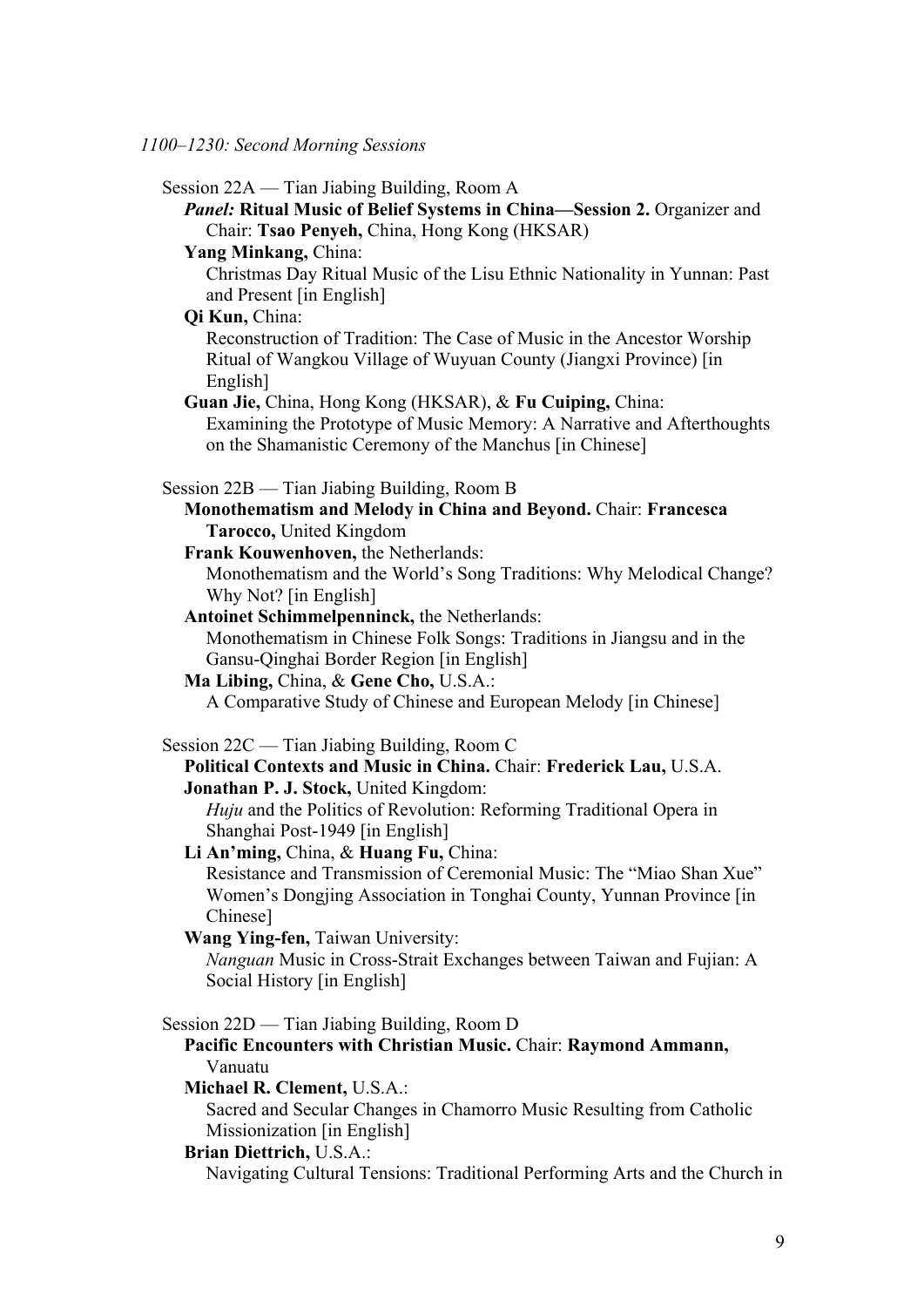*1100–1230: Second Morning Sessions*

Session 22A — Tian Jiabing Building, Room A

***Panel:* Ritual Music of Belief Systems in China—Session 2.** Organizer and Chair: **Tsao Penyeh,** China, Hong Kong (HKSAR)

**Yang Minkang,** China:
Christmas Day Ritual Music of the Lisu Ethnic Nationality in Yunnan: Past and Present [in English]

**Qi Kun,** China:
Reconstruction of Tradition: The Case of Music in the Ancestor Worship Ritual of Wangkou Village of Wuyuan County (Jiangxi Province) [in English]

**Guan Jie,** China, Hong Kong (HKSAR), & **Fu Cuiping,** China:
Examining the Prototype of Music Memory: A Narrative and Afterthoughts on the Shamanistic Ceremony of the Manchus [in Chinese]

Session 22B — Tian Jiabing Building, Room B

**Monothematism and Melody in China and Beyond.** Chair: **Francesca Tarocco,** United Kingdom

**Frank Kouwenhoven,** the Netherlands:
Monothematism and the World's Song Traditions: Why Melodical Change? Why Not? [in English]

**Antoinet Schimmelpenninck,** the Netherlands:
Monothematism in Chinese Folk Songs: Traditions in Jiangsu and in the Gansu-Qinghai Border Region [in English]

**Ma Libing,** China, & **Gene Cho,** U.S.A.:
A Comparative Study of Chinese and European Melody [in Chinese]

Session 22C — Tian Jiabing Building, Room C

**Political Contexts and Music in China.** Chair: **Frederick Lau,** U.S.A.

**Jonathan P. J. Stock,** United Kingdom:
*Huju* and the Politics of Revolution: Reforming Traditional Opera in Shanghai Post-1949 [in English]

**Li An'ming,** China, & **Huang Fu,** China:
Resistance and Transmission of Ceremonial Music: The "Miao Shan Xue" Women's Dongjing Association in Tonghai County, Yunnan Province [in Chinese]

**Wang Ying-fen,** Taiwan University:
*Nanguan* Music in Cross-Strait Exchanges between Taiwan and Fujian: A Social History [in English]

Session 22D — Tian Jiabing Building, Room D

**Pacific Encounters with Christian Music.** Chair: **Raymond Ammann,** Vanuatu

**Michael R. Clement,** U.S.A.:
Sacred and Secular Changes in Chamorro Music Resulting from Catholic Missionization [in English]

**Brian Diettrich,** U.S.A.:
Navigating Cultural Tensions: Traditional Performing Arts and the Church in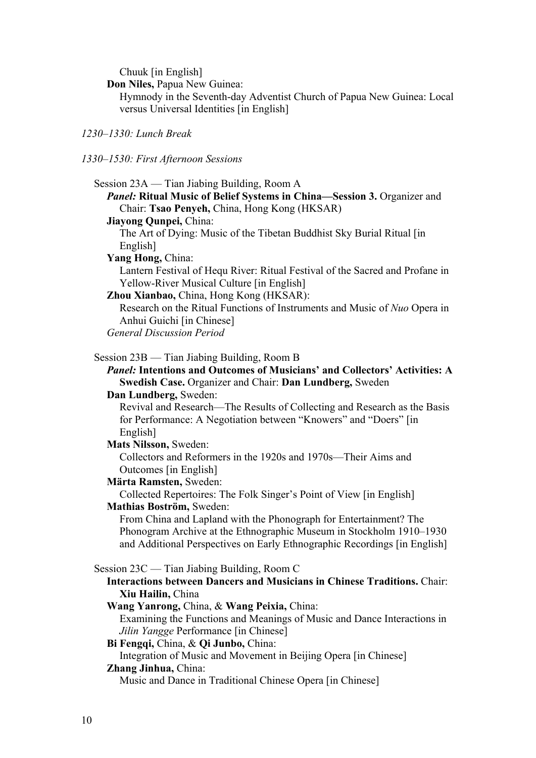Chuuk [in English]

**Don Niles,** Papua New Guinea:

Hymnody in the Seventh-day Adventist Church of Papua New Guinea: Local versus Universal Identities [in English]

*1230–1330: Lunch Break*

*1330–1530: First Afternoon Sessions*

Session 23A — Tian Jiabing Building, Room A

***Panel:* Ritual Music of Belief Systems in China—Session 3.** Organizer and Chair: **Tsao Penyeh,** China, Hong Kong (HKSAR)

**Jiayong Qunpei,** China:

The Art of Dying: Music of the Tibetan Buddhist Sky Burial Ritual [in English]

**Yang Hong,** China:

Lantern Festival of Hequ River: Ritual Festival of the Sacred and Profane in Yellow-River Musical Culture [in English]

**Zhou Xianbao,** China, Hong Kong (HKSAR):

Research on the Ritual Functions of Instruments and Music of *Nuo* Opera in Anhui Guichi [in Chinese]

*General Discussion Period*

Session 23B — Tian Jiabing Building, Room B

***Panel:* Intentions and Outcomes of Musicians' and Collectors' Activities: A Swedish Case.** Organizer and Chair: **Dan Lundberg,** Sweden

**Dan Lundberg,** Sweden:

Revival and Research—The Results of Collecting and Research as the Basis for Performance: A Negotiation between "Knowers" and "Doers" [in English]

**Mats Nilsson,** Sweden:

Collectors and Reformers in the 1920s and 1970s—Their Aims and Outcomes [in English]

**Märta Ramsten,** Sweden:

Collected Repertoires: The Folk Singer's Point of View [in English]

**Mathias Boström,** Sweden:

From China and Lapland with the Phonograph for Entertainment? The Phonogram Archive at the Ethnographic Museum in Stockholm 1910–1930 and Additional Perspectives on Early Ethnographic Recordings [in English]

Session 23C — Tian Jiabing Building, Room C

**Interactions between Dancers and Musicians in Chinese Traditions.** Chair: **Xiu Hailin,** China

**Wang Yanrong,** China, & **Wang Peixia,** China:

Examining the Functions and Meanings of Music and Dance Interactions in *Jilin Yangge* Performance [in Chinese]

**Bi Fengqi,** China, & **Qi Junbo,** China:

Integration of Music and Movement in Beijing Opera [in Chinese]

**Zhang Jinhua,** China:

Music and Dance in Traditional Chinese Opera [in Chinese]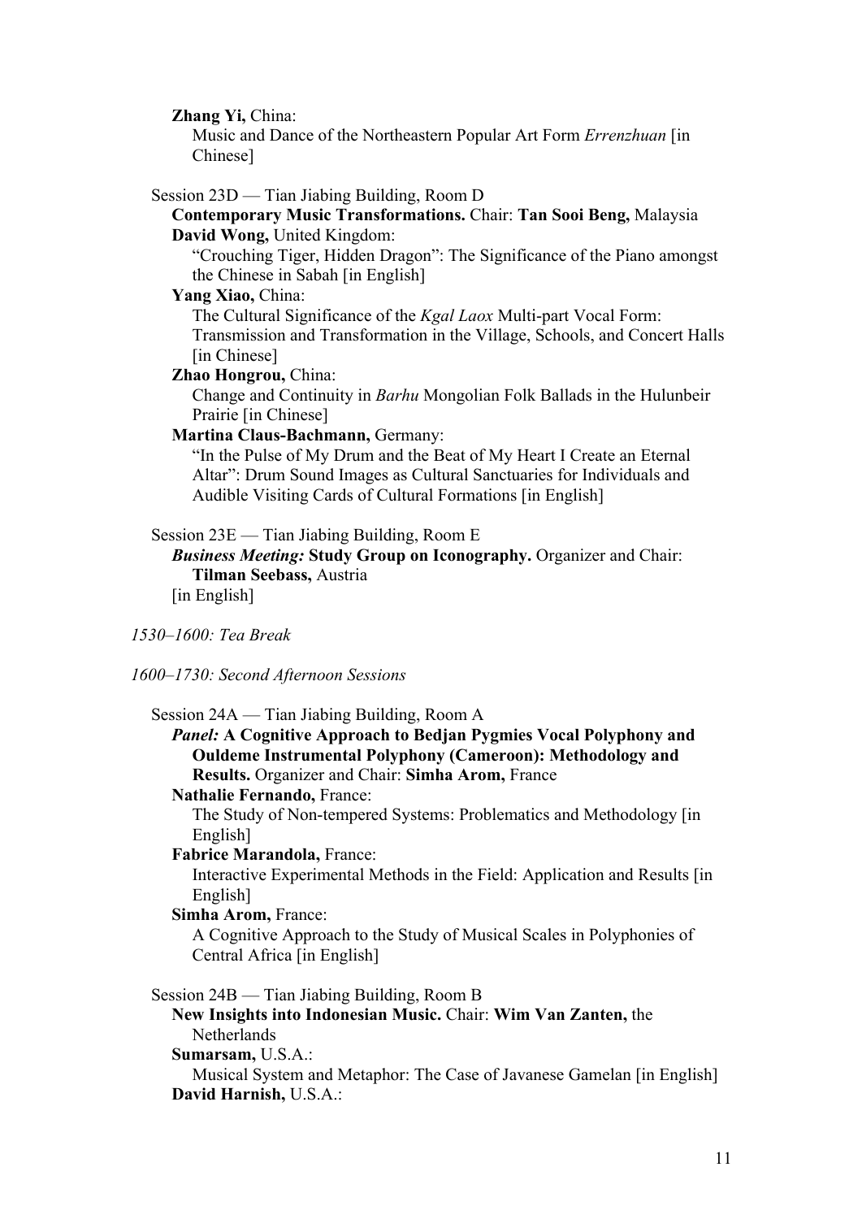**Zhang Yi,** China:
Music and Dance of the Northeastern Popular Art Form *Errenzhuan* [in Chinese]

Session 23D — Tian Jiabing Building, Room D

**Contemporary Music Transformations.** Chair: **Tan Sooi Beng,** Malaysia

**David Wong,** United Kingdom:
"Crouching Tiger, Hidden Dragon": The Significance of the Piano amongst the Chinese in Sabah [in English]

**Yang Xiao,** China:
The Cultural Significance of the *Kgal Laox* Multi-part Vocal Form: Transmission and Transformation in the Village, Schools, and Concert Halls [in Chinese]

**Zhao Hongrou,** China:
Change and Continuity in *Barhu* Mongolian Folk Ballads in the Hulunbeir Prairie [in Chinese]

**Martina Claus-Bachmann,** Germany:
"In the Pulse of My Drum and the Beat of My Heart I Create an Eternal Altar": Drum Sound Images as Cultural Sanctuaries for Individuals and Audible Visiting Cards of Cultural Formations [in English]

Session 23E — Tian Jiabing Building, Room E

***Business Meeting:* Study Group on Iconography.** Organizer and Chair: **Tilman Seebass,** Austria
[in English]

*1530–1600: Tea Break*

*1600–1730: Second Afternoon Sessions*

Session 24A — Tian Jiabing Building, Room A

***Panel:* A Cognitive Approach to Bedjan Pygmies Vocal Polyphony and Ouldeme Instrumental Polyphony (Cameroon): Methodology and Results.** Organizer and Chair: **Simha Arom,** France

**Nathalie Fernando,** France:
The Study of Non-tempered Systems: Problematics and Methodology [in English]

**Fabrice Marandola,** France:
Interactive Experimental Methods in the Field: Application and Results [in English]

**Simha Arom,** France:
A Cognitive Approach to the Study of Musical Scales in Polyphonies of Central Africa [in English]

Session 24B — Tian Jiabing Building, Room B

**New Insights into Indonesian Music.** Chair: **Wim Van Zanten,** the Netherlands

**Sumarsam,** U.S.A.:
Musical System and Metaphor: The Case of Javanese Gamelan [in English]

**David Harnish,** U.S.A.: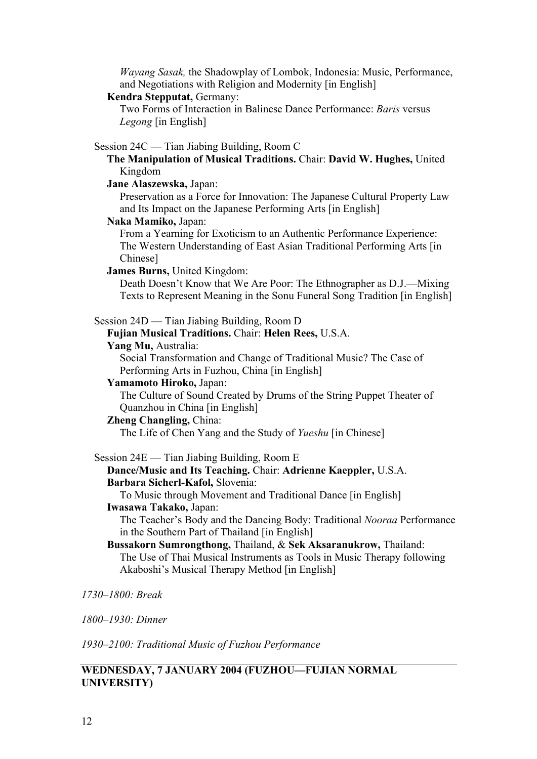*Wayang Sasak,* the Shadowplay of Lombok, Indonesia: Music, Performance, and Negotiations with Religion and Modernity [in English]

**Kendra Stepputat,** Germany:
Two Forms of Interaction in Balinese Dance Performance: *Baris* versus *Legong* [in English]

Session 24C — Tian Jiabing Building, Room C

**The Manipulation of Musical Traditions.** Chair: **David W. Hughes,** United Kingdom

**Jane Alaszewska,** Japan:
Preservation as a Force for Innovation: The Japanese Cultural Property Law and Its Impact on the Japanese Performing Arts [in English]

**Naka Mamiko,** Japan:
From a Yearning for Exoticism to an Authentic Performance Experience: The Western Understanding of East Asian Traditional Performing Arts [in Chinese]

**James Burns,** United Kingdom:
Death Doesn't Know that We Are Poor: The Ethnographer as D.J.—Mixing Texts to Represent Meaning in the Sonu Funeral Song Tradition [in English]

Session 24D — Tian Jiabing Building, Room D

**Fujian Musical Traditions.** Chair: **Helen Rees,** U.S.A.

**Yang Mu,** Australia:
Social Transformation and Change of Traditional Music? The Case of Performing Arts in Fuzhou, China [in English]

**Yamamoto Hiroko,** Japan:
The Culture of Sound Created by Drums of the String Puppet Theater of Quanzhou in China [in English]

**Zheng Changling,** China:
The Life of Chen Yang and the Study of *Yueshu* [in Chinese]

Session 24E — Tian Jiabing Building, Room E

**Dance/Music and Its Teaching.** Chair: **Adrienne Kaeppler,** U.S.A.

**Barbara Sicherl-Kafol,** Slovenia:
To Music through Movement and Traditional Dance [in English]

**Iwasawa Takako,** Japan:
The Teacher's Body and the Dancing Body: Traditional *Nooraa* Performance in the Southern Part of Thailand [in English]

**Bussakorn Sumrongthong,** Thailand, & **Sek Aksaranukrow,** Thailand:
The Use of Thai Musical Instruments as Tools in Music Therapy following Akaboshi's Musical Therapy Method [in English]

*1730–1800: Break*

*1800–1930: Dinner*

*1930–2100: Traditional Music of Fuzhou Performance*

## WEDNESDAY, 7 JANUARY 2004 (FUZHOU—FUJIAN NORMAL UNIVERSITY)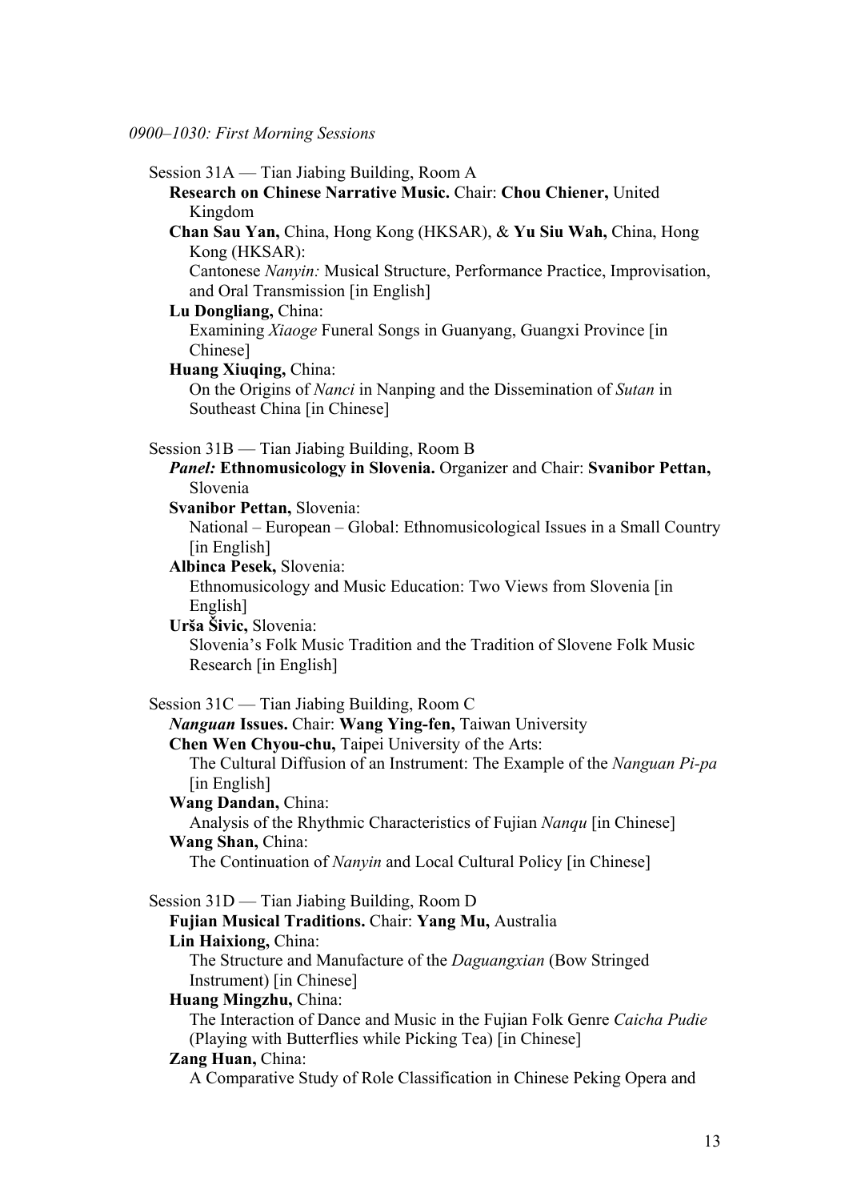*0900–1030: First Morning Sessions*

Session 31A — Tian Jiabing Building, Room A

**Research on Chinese Narrative Music.** Chair: **Chou Chiener,** United Kingdom

**Chan Sau Yan,** China, Hong Kong (HKSAR), & **Yu Siu Wah,** China, Hong Kong (HKSAR):
Cantonese *Nanyin:* Musical Structure, Performance Practice, Improvisation, and Oral Transmission [in English]

**Lu Dongliang,** China:
Examining *Xiaoge* Funeral Songs in Guanyang, Guangxi Province [in Chinese]

**Huang Xiuqing,** China:
On the Origins of *Nanci* in Nanping and the Dissemination of *Sutan* in Southeast China [in Chinese]

Session 31B — Tian Jiabing Building, Room B

***Panel:* Ethnomusicology in Slovenia.** Organizer and Chair: **Svanibor Pettan,** Slovenia

**Svanibor Pettan,** Slovenia:
National – European – Global: Ethnomusicological Issues in a Small Country [in English]

**Albinca Pesek,** Slovenia:
Ethnomusicology and Music Education: Two Views from Slovenia [in English]

**Urša Šivic,** Slovenia:
Slovenia's Folk Music Tradition and the Tradition of Slovene Folk Music Research [in English]

Session 31C — Tian Jiabing Building, Room C

***Nanguan* Issues.** Chair: **Wang Ying-fen,** Taiwan University

**Chen Wen Chyou-chu,** Taipei University of the Arts:
The Cultural Diffusion of an Instrument: The Example of the *Nanguan Pi-pa* [in English]

**Wang Dandan,** China:
Analysis of the Rhythmic Characteristics of Fujian *Nanqu* [in Chinese]

**Wang Shan,** China:
The Continuation of *Nanyin* and Local Cultural Policy [in Chinese]

Session 31D — Tian Jiabing Building, Room D

**Fujian Musical Traditions.** Chair: **Yang Mu,** Australia

**Lin Haixiong,** China:
The Structure and Manufacture of the *Daguangxian* (Bow Stringed Instrument) [in Chinese]

**Huang Mingzhu,** China:
The Interaction of Dance and Music in the Fujian Folk Genre *Caicha Pudie* (Playing with Butterflies while Picking Tea) [in Chinese]

**Zang Huan,** China:
A Comparative Study of Role Classification in Chinese Peking Opera and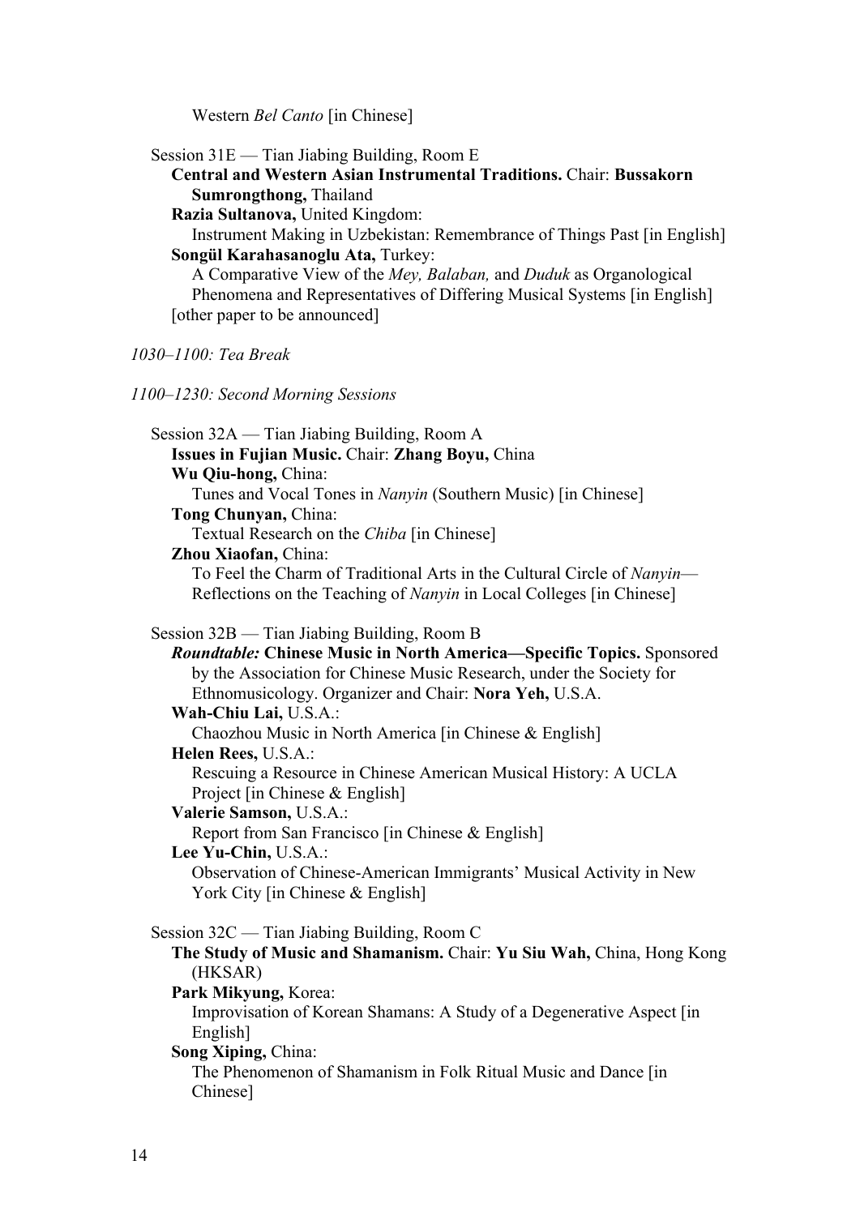Western *Bel Canto* [in Chinese]

Session 31E — Tian Jiabing Building, Room E

**Central and Western Asian Instrumental Traditions.** Chair: **Bussakorn Sumrongthong,** Thailand

**Razia Sultanova,** United Kingdom:
Instrument Making in Uzbekistan: Remembrance of Things Past [in English]

**Songül Karahasanoglu Ata,** Turkey:
A Comparative View of the *Mey, Balaban,* and *Duduk* as Organological Phenomena and Representatives of Differing Musical Systems [in English]

[other paper to be announced]

*1030–1100: Tea Break*

*1100–1230: Second Morning Sessions*

Session 32A — Tian Jiabing Building, Room A

**Issues in Fujian Music.** Chair: **Zhang Boyu,** China

**Wu Qiu-hong,** China:
Tunes and Vocal Tones in *Nanyin* (Southern Music) [in Chinese]

**Tong Chunyan,** China:
Textual Research on the *Chiba* [in Chinese]

**Zhou Xiaofan,** China:
To Feel the Charm of Traditional Arts in the Cultural Circle of *Nanyin*—Reflections on the Teaching of *Nanyin* in Local Colleges [in Chinese]

Session 32B — Tian Jiabing Building, Room B

***Roundtable:*** **Chinese Music in North America—Specific Topics.** Sponsored by the Association for Chinese Music Research, under the Society for Ethnomusicology. Organizer and Chair: **Nora Yeh,** U.S.A.

**Wah-Chiu Lai,** U.S.A.:
Chaozhou Music in North America [in Chinese & English]

**Helen Rees,** U.S.A.:
Rescuing a Resource in Chinese American Musical History: A UCLA Project [in Chinese & English]

**Valerie Samson,** U.S.A.:
Report from San Francisco [in Chinese & English]

**Lee Yu-Chin,** U.S.A.:
Observation of Chinese-American Immigrants' Musical Activity in New York City [in Chinese & English]

Session 32C — Tian Jiabing Building, Room C

**The Study of Music and Shamanism.** Chair: **Yu Siu Wah,** China, Hong Kong (HKSAR)

**Park Mikyung,** Korea:
Improvisation of Korean Shamans: A Study of a Degenerative Aspect [in English]

**Song Xiping,** China:
The Phenomenon of Shamanism in Folk Ritual Music and Dance [in Chinese]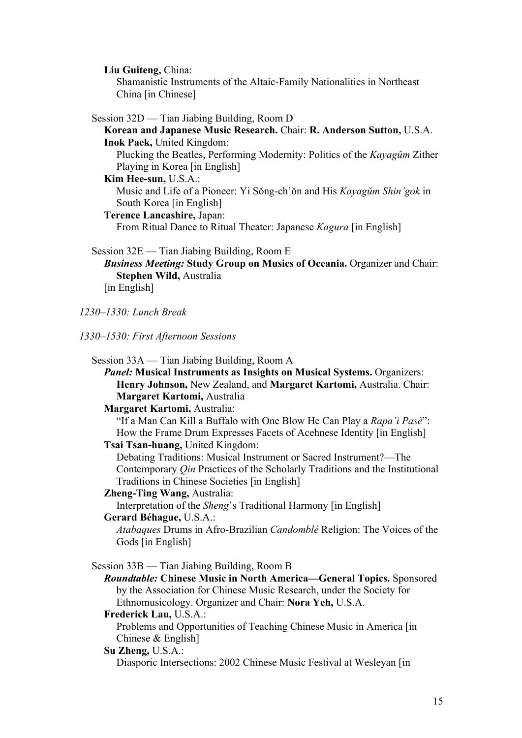**Liu Guiteng,** China:

Shamanistic Instruments of the Altaic-Family Nationalities in Northeast China [in Chinese]

Session 32D — Tian Jiabing Building, Room D

**Korean and Japanese Music Research.** Chair: **R. Anderson Sutton,** U.S.A.

**Inok Paek,** United Kingdom:

Plucking the Beatles, Performing Modernity: Politics of the *Kayagûm* Zither Playing in Korea [in English]

**Kim Hee-sun,** U.S.A.:

Music and Life of a Pioneer: Yi Sŏng-ch'ŏn and His *Kayagŭm Shin'gok* in South Korea [in English]

**Terence Lancashire,** Japan:

From Ritual Dance to Ritual Theater: Japanese *Kagura* [in English]

Session 32E — Tian Jiabing Building, Room E

***Business Meeting:*** **Study Group on Musics of Oceania.** Organizer and Chair: **Stephen Wild,** Australia

[in English]

*1230–1330: Lunch Break*

*1330–1530: First Afternoon Sessions*

Session 33A — Tian Jiabing Building, Room A

***Panel:*** **Musical Instruments as Insights on Musical Systems.** Organizers: **Henry Johnson,** New Zealand, and **Margaret Kartomi,** Australia. Chair: **Margaret Kartomi,** Australia

**Margaret Kartomi,** Australia:

"If a Man Can Kill a Buffalo with One Blow He Can Play a *Rapa'i Pasè*": How the Frame Drum Expresses Facets of Acehnese Identity [in English]

**Tsai Tsan-huang,** United Kingdom:

Debating Traditions: Musical Instrument or Sacred Instrument?—The Contemporary *Qin* Practices of the Scholarly Traditions and the Institutional Traditions in Chinese Societies [in English]

**Zheng-Ting Wang,** Australia:

Interpretation of the *Sheng*'s Traditional Harmony [in English]

**Gerard Béhague,** U.S.A.:

*Atabaques* Drums in Afro-Brazilian *Candomblé* Religion: The Voices of the Gods [in English]

Session 33B — Tian Jiabing Building, Room B

***Roundtable:*** **Chinese Music in North America—General Topics.** Sponsored by the Association for Chinese Music Research, under the Society for Ethnomusicology. Organizer and Chair: **Nora Yeh,** U.S.A.

**Frederick Lau,** U.S.A.:

Problems and Opportunities of Teaching Chinese Music in America [in Chinese & English]

**Su Zheng,** U.S.A.:

Diasporic Intersections: 2002 Chinese Music Festival at Wesleyan [in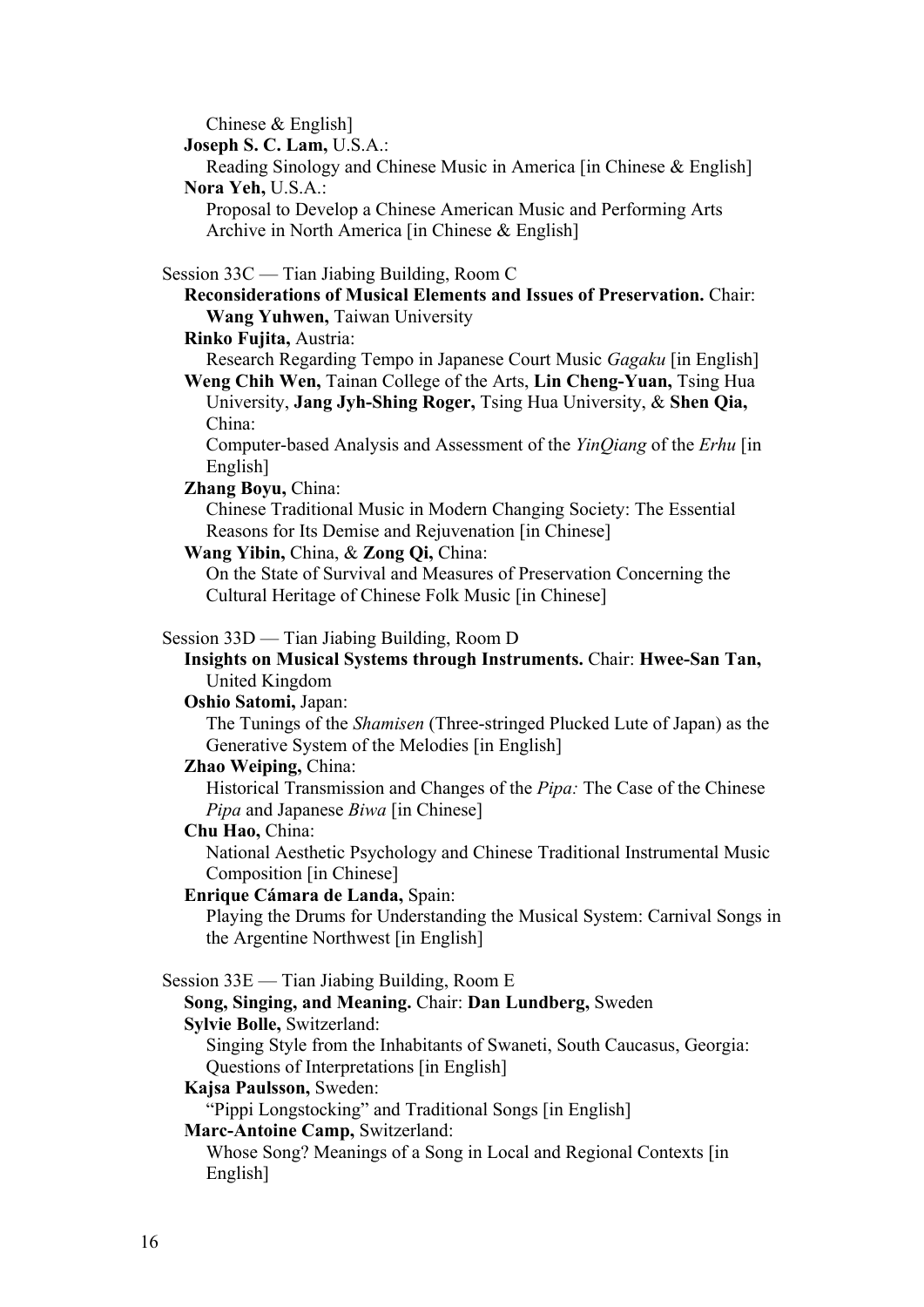Chinese & English]

**Joseph S. C. Lam,** U.S.A.:
Reading Sinology and Chinese Music in America [in Chinese & English]

**Nora Yeh,** U.S.A.:
Proposal to Develop a Chinese American Music and Performing Arts Archive in North America [in Chinese & English]

Session 33C — Tian Jiabing Building, Room C

**Reconsiderations of Musical Elements and Issues of Preservation.** Chair: **Wang Yuhwen,** Taiwan University

**Rinko Fujita,** Austria:
Research Regarding Tempo in Japanese Court Music *Gagaku* [in English]

**Weng Chih Wen,** Tainan College of the Arts, **Lin Cheng-Yuan,** Tsing Hua University, **Jang Jyh-Shing Roger,** Tsing Hua University, & **Shen Qia,** China:
Computer-based Analysis and Assessment of the *YinQiang* of the *Erhu* [in English]

**Zhang Boyu,** China:
Chinese Traditional Music in Modern Changing Society: The Essential Reasons for Its Demise and Rejuvenation [in Chinese]

**Wang Yibin,** China, & **Zong Qi,** China:
On the State of Survival and Measures of Preservation Concerning the Cultural Heritage of Chinese Folk Music [in Chinese]

Session 33D — Tian Jiabing Building, Room D

**Insights on Musical Systems through Instruments.** Chair: **Hwee-San Tan,** United Kingdom

**Oshio Satomi,** Japan:
The Tunings of the *Shamisen* (Three-stringed Plucked Lute of Japan) as the Generative System of the Melodies [in English]

**Zhao Weiping,** China:
Historical Transmission and Changes of the *Pipa:* The Case of the Chinese *Pipa* and Japanese *Biwa* [in Chinese]

**Chu Hao,** China:
National Aesthetic Psychology and Chinese Traditional Instrumental Music Composition [in Chinese]

**Enrique Cámara de Landa,** Spain:
Playing the Drums for Understanding the Musical System: Carnival Songs in the Argentine Northwest [in English]

Session 33E — Tian Jiabing Building, Room E

**Song, Singing, and Meaning.** Chair: **Dan Lundberg,** Sweden

**Sylvie Bolle,** Switzerland:
Singing Style from the Inhabitants of Swaneti, South Caucasus, Georgia: Questions of Interpretations [in English]

**Kajsa Paulsson,** Sweden:
"Pippi Longstocking" and Traditional Songs [in English]

**Marc-Antoine Camp,** Switzerland:
Whose Song? Meanings of a Song in Local and Regional Contexts [in English]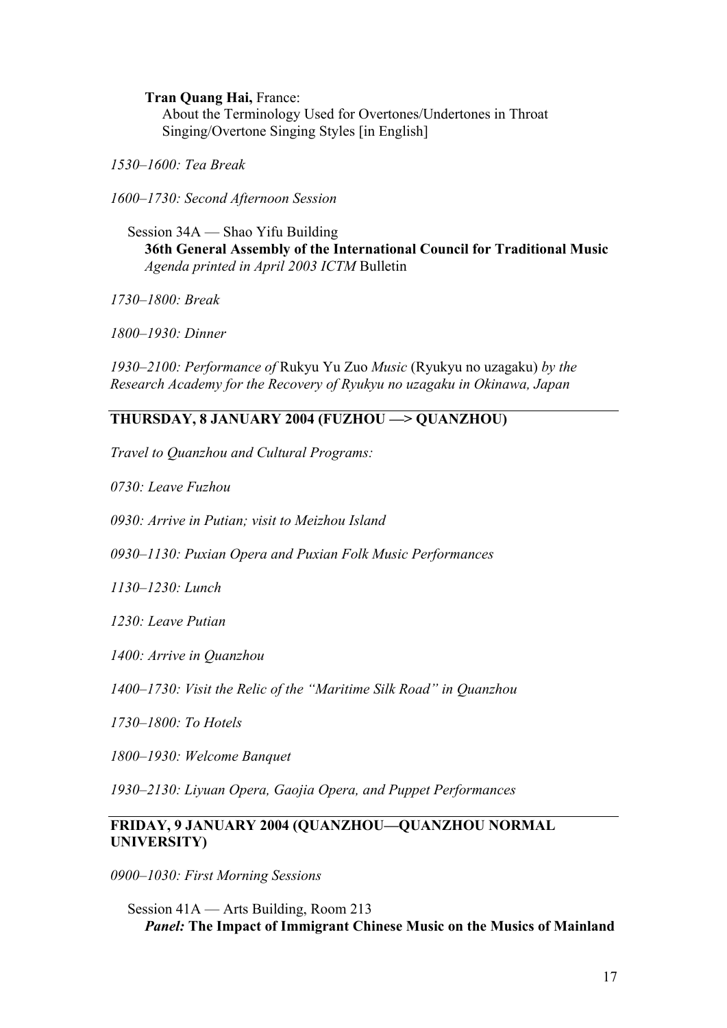**Tran Quang Hai,** France:
About the Terminology Used for Overtones/Undertones in Throat Singing/Overtone Singing Styles [in English]

*1530–1600: Tea Break*

*1600–1730: Second Afternoon Session*

Session 34A — Shao Yifu Building
**36th General Assembly of the International Council for Traditional Music**
*Agenda printed in April 2003 ICTM* Bulletin

*1730–1800: Break*

*1800–1930: Dinner*

*1930–2100: Performance of* Rukyu Yu Zuo *Music* (Ryukyu no uzagaku) *by the Research Academy for the Recovery of Ryukyu no uzagaku in Okinawa, Japan*

---

**THURSDAY, 8 JANUARY 2004 (FUZHOU —> QUANZHOU)**

*Travel to Quanzhou and Cultural Programs:*

*0730: Leave Fuzhou*

*0930: Arrive in Putian; visit to Meizhou Island*

*0930–1130: Puxian Opera and Puxian Folk Music Performances*

*1130–1230: Lunch*

*1230: Leave Putian*

*1400: Arrive in Quanzhou*

*1400–1730: Visit the Relic of the "Maritime Silk Road" in Quanzhou*

*1730–1800: To Hotels*

*1800–1930: Welcome Banquet*

*1930–2130: Liyuan Opera, Gaojia Opera, and Puppet Performances*

---

**FRIDAY, 9 JANUARY 2004 (QUANZHOU—QUANZHOU NORMAL UNIVERSITY)**

*0900–1030: First Morning Sessions*

Session 41A — Arts Building, Room 213
***Panel:*** **The Impact of Immigrant Chinese Music on the Musics of Mainland**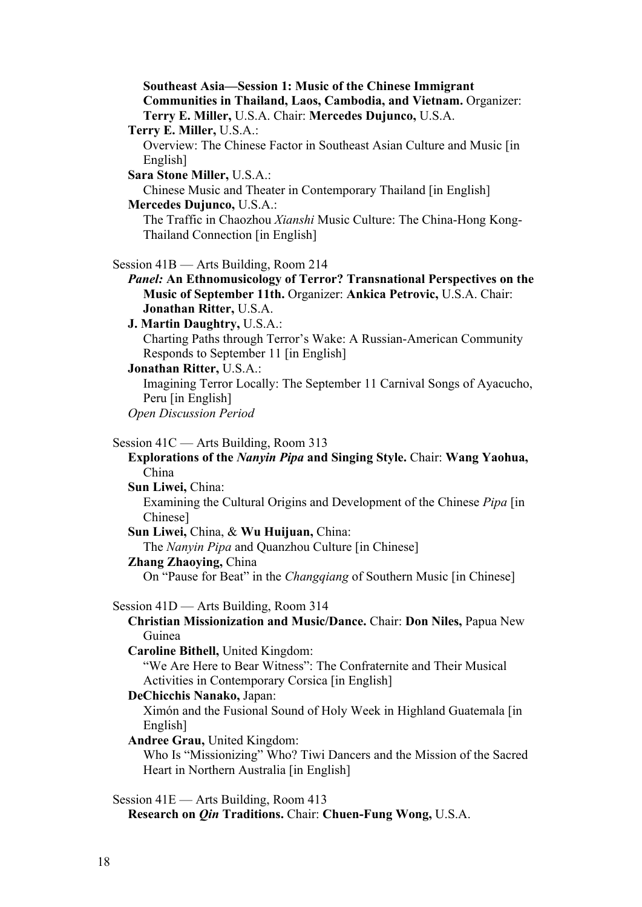**Southeast Asia—Session 1: Music of the Chinese Immigrant Communities in Thailand, Laos, Cambodia, and Vietnam.** Organizer: **Terry E. Miller,** U.S.A. Chair: **Mercedes Dujunco,** U.S.A.

**Terry E. Miller,** U.S.A.:
Overview: The Chinese Factor in Southeast Asian Culture and Music [in English]

**Sara Stone Miller,** U.S.A.:
Chinese Music and Theater in Contemporary Thailand [in English]

**Mercedes Dujunco,** U.S.A.:
The Traffic in Chaozhou *Xianshi* Music Culture: The China-Hong Kong-Thailand Connection [in English]

Session 41B — Arts Building, Room 214

***Panel:* An Ethnomusicology of Terror? Transnational Perspectives on the Music of September 11th.** Organizer: **Ankica Petrovic,** U.S.A. Chair: **Jonathan Ritter,** U.S.A.

**J. Martin Daughtry,** U.S.A.:
Charting Paths through Terror's Wake: A Russian-American Community Responds to September 11 [in English]

**Jonathan Ritter,** U.S.A.:
Imagining Terror Locally: The September 11 Carnival Songs of Ayacucho, Peru [in English]

*Open Discussion Period*

Session 41C — Arts Building, Room 313

**Explorations of the *Nanyin Pipa* and Singing Style.** Chair: **Wang Yaohua,** China

**Sun Liwei,** China:
Examining the Cultural Origins and Development of the Chinese *Pipa* [in Chinese]

**Sun Liwei,** China, & **Wu Huijuan,** China:
The *Nanyin Pipa* and Quanzhou Culture [in Chinese]

**Zhang Zhaoying,** China
On "Pause for Beat" in the *Changqiang* of Southern Music [in Chinese]

Session 41D — Arts Building, Room 314

**Christian Missionization and Music/Dance.** Chair: **Don Niles,** Papua New Guinea

**Caroline Bithell,** United Kingdom:
"We Are Here to Bear Witness": The Confraternite and Their Musical Activities in Contemporary Corsica [in English]

**DeChicchis Nanako,** Japan:
Ximón and the Fusional Sound of Holy Week in Highland Guatemala [in English]

**Andree Grau,** United Kingdom:
Who Is "Missionizing" Who? Tiwi Dancers and the Mission of the Sacred Heart in Northern Australia [in English]

Session 41E — Arts Building, Room 413

**Research on *Qin* Traditions.** Chair: **Chuen-Fung Wong,** U.S.A.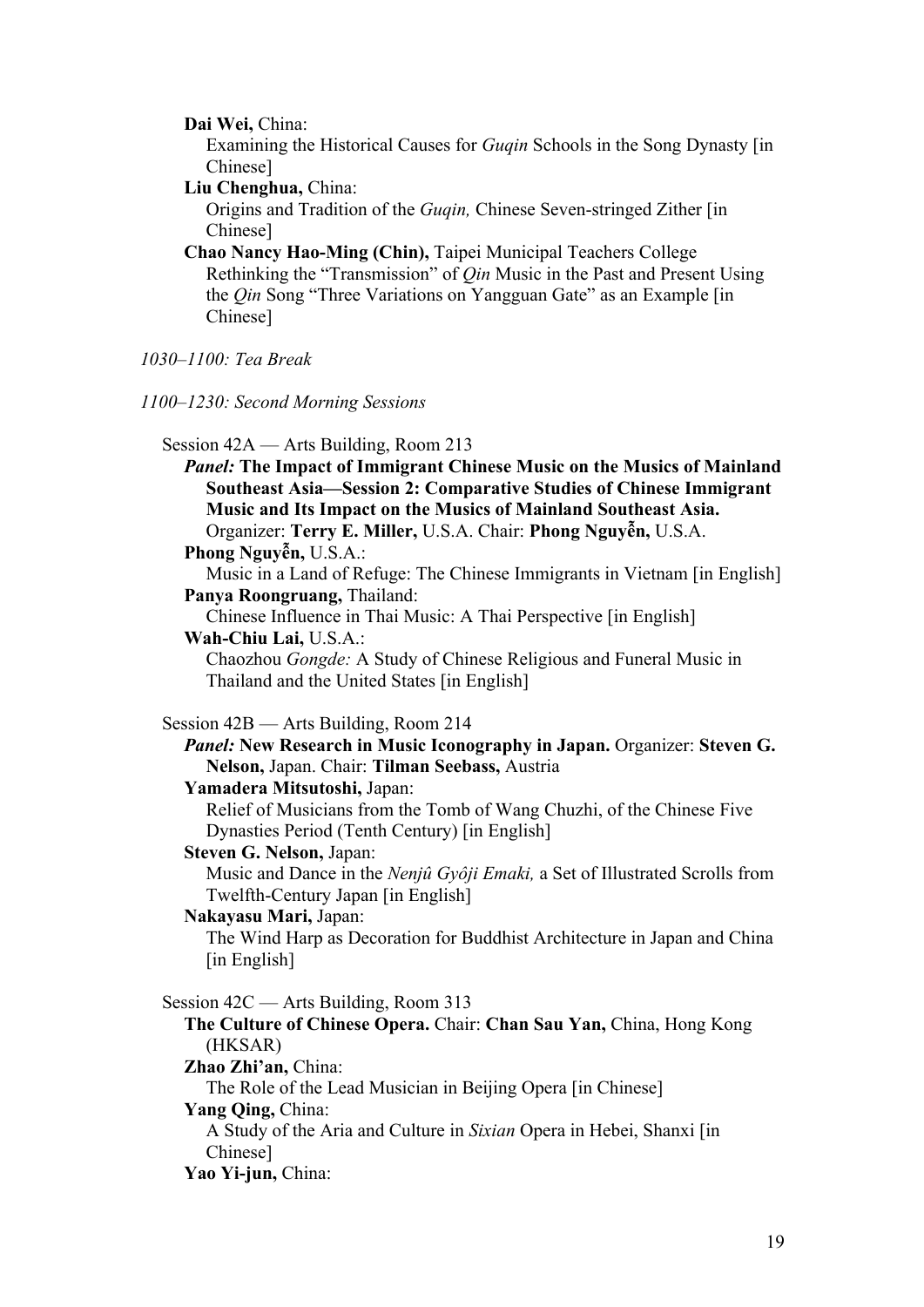**Dai Wei,** China:
Examining the Historical Causes for *Guqin* Schools in the Song Dynasty [in Chinese]

**Liu Chenghua,** China:
Origins and Tradition of the *Guqin,* Chinese Seven-stringed Zither [in Chinese]

**Chao Nancy Hao-Ming (Chin),** Taipei Municipal Teachers College
Rethinking the "Transmission" of *Qin* Music in the Past and Present Using the *Qin* Song "Three Variations on Yangguan Gate" as an Example [in Chinese]

*1030–1100: Tea Break*

*1100–1230: Second Morning Sessions*

Session 42A — Arts Building, Room 213

***Panel:* The Impact of Immigrant Chinese Music on the Musics of Mainland Southeast Asia—Session 2: Comparative Studies of Chinese Immigrant Music and Its Impact on the Musics of Mainland Southeast Asia.** Organizer: **Terry E. Miller,** U.S.A. Chair: **Phong Nguyễn,** U.S.A.

**Phong Nguyễn,** U.S.A.:
Music in a Land of Refuge: The Chinese Immigrants in Vietnam [in English]

**Panya Roongruang,** Thailand:
Chinese Influence in Thai Music: A Thai Perspective [in English]

**Wah-Chiu Lai,** U.S.A.:
Chaozhou *Gongde:* A Study of Chinese Religious and Funeral Music in Thailand and the United States [in English]

Session 42B — Arts Building, Room 214

***Panel:* New Research in Music Iconography in Japan.** Organizer: **Steven G. Nelson,** Japan. Chair: **Tilman Seebass,** Austria

**Yamadera Mitsutoshi,** Japan:
Relief of Musicians from the Tomb of Wang Chuzhi, of the Chinese Five Dynasties Period (Tenth Century) [in English]

**Steven G. Nelson,** Japan:
Music and Dance in the *Nenjû Gyôji Emaki,* a Set of Illustrated Scrolls from Twelfth-Century Japan [in English]

**Nakayasu Mari,** Japan:
The Wind Harp as Decoration for Buddhist Architecture in Japan and China [in English]

Session 42C — Arts Building, Room 313

**The Culture of Chinese Opera.** Chair: **Chan Sau Yan,** China, Hong Kong (HKSAR)

**Zhao Zhi'an,** China:
The Role of the Lead Musician in Beijing Opera [in Chinese]

**Yang Qing,** China:
A Study of the Aria and Culture in *Sixian* Opera in Hebei, Shanxi [in Chinese]

**Yao Yi-jun,** China: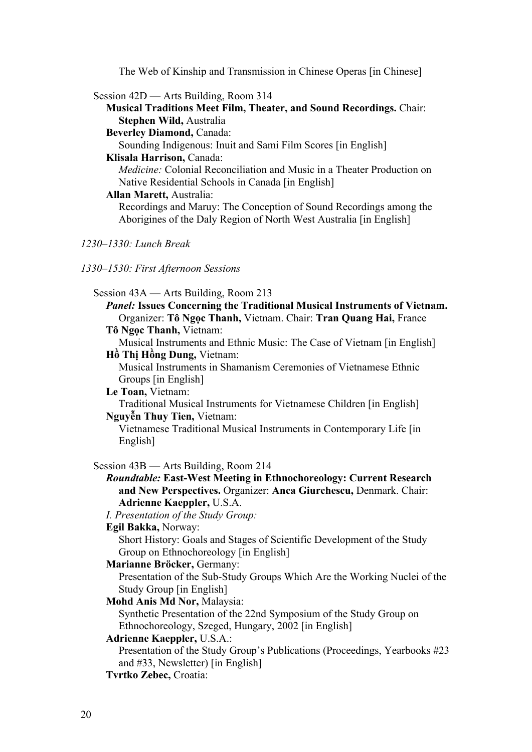The Web of Kinship and Transmission in Chinese Operas [in Chinese]

Session 42D — Arts Building, Room 314

**Musical Traditions Meet Film, Theater, and Sound Recordings.** Chair: **Stephen Wild,** Australia

**Beverley Diamond,** Canada:
Sounding Indigenous: Inuit and Sami Film Scores [in English]

**Klisala Harrison,** Canada:
*Medicine:* Colonial Reconciliation and Music in a Theater Production on Native Residential Schools in Canada [in English]

**Allan Marett,** Australia:
Recordings and Maruy: The Conception of Sound Recordings among the Aborigines of the Daly Region of North West Australia [in English]

*1230–1330: Lunch Break*

*1330–1530: First Afternoon Sessions*

Session 43A — Arts Building, Room 213

***Panel:* Issues Concerning the Traditional Musical Instruments of Vietnam.** Organizer: **Tô Ngọc Thanh,** Vietnam. Chair: **Tran Quang Hai,** France

**Tô Ngọc Thanh,** Vietnam:
Musical Instruments and Ethnic Music: The Case of Vietnam [in English]

**Hồ Thị Hồng Dung,** Vietnam:
Musical Instruments in Shamanism Ceremonies of Vietnamese Ethnic Groups [in English]

**Le Toan,** Vietnam:
Traditional Musical Instruments for Vietnamese Children [in English]

**Nguyễn Thuy Tien,** Vietnam:
Vietnamese Traditional Musical Instruments in Contemporary Life [in English]

Session 43B — Arts Building, Room 214

***Roundtable:* East-West Meeting in Ethnochoreology: Current Research and New Perspectives.** Organizer: **Anca Giurchescu,** Denmark. Chair: **Adrienne Kaeppler,** U.S.A.

*I. Presentation of the Study Group:*

**Egil Bakka,** Norway:
Short History: Goals and Stages of Scientific Development of the Study Group on Ethnochoreology [in English]

**Marianne Bröcker,** Germany:
Presentation of the Sub-Study Groups Which Are the Working Nuclei of the Study Group [in English]

**Mohd Anis Md Nor,** Malaysia:
Synthetic Presentation of the 22nd Symposium of the Study Group on Ethnochoreology, Szeged, Hungary, 2002 [in English]

**Adrienne Kaeppler,** U.S.A.:
Presentation of the Study Group's Publications (Proceedings, Yearbooks #23 and #33, Newsletter) [in English]

**Tvrtko Zebec,** Croatia: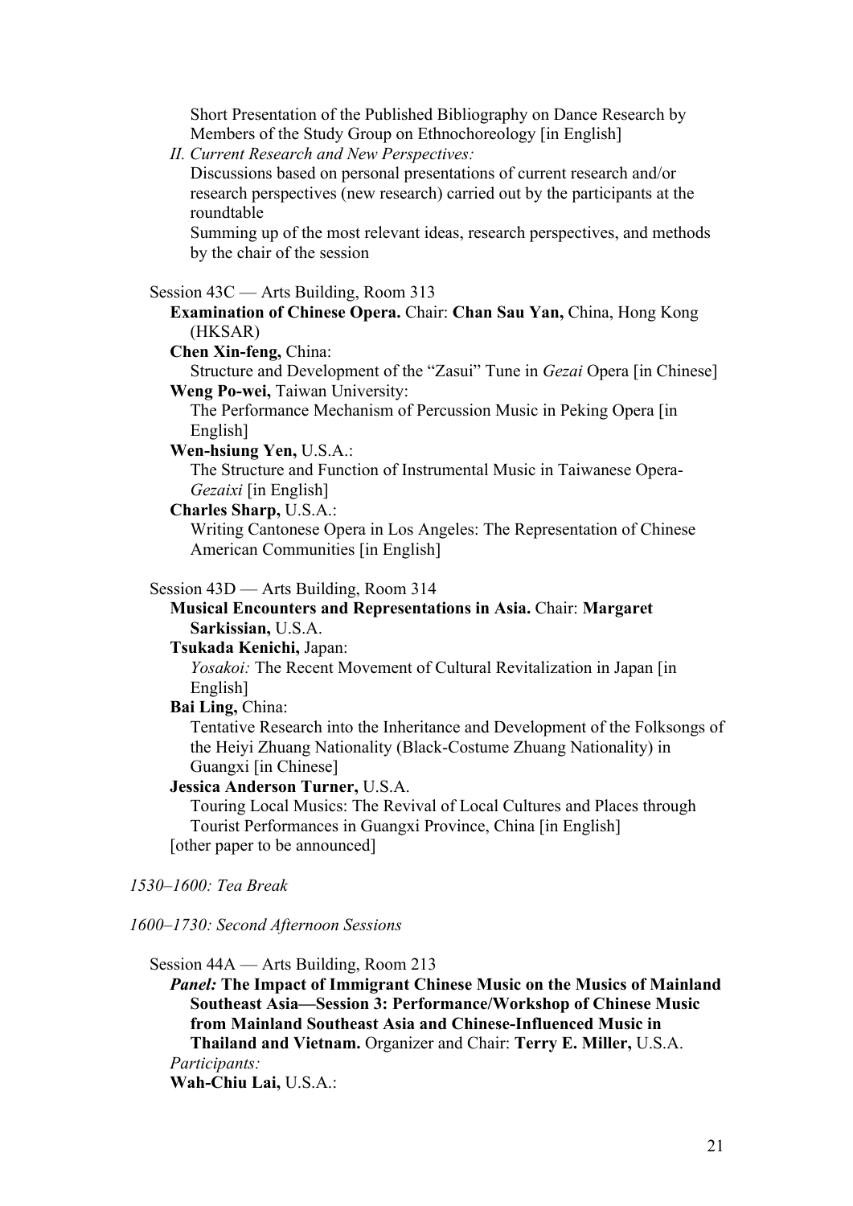Short Presentation of the Published Bibliography on Dance Research by Members of the Study Group on Ethnochoreology [in English]

*II. Current Research and New Perspectives:*

Discussions based on personal presentations of current research and/or research perspectives (new research) carried out by the participants at the roundtable

Summing up of the most relevant ideas, research perspectives, and methods by the chair of the session

Session 43C — Arts Building, Room 313

**Examination of Chinese Opera.** Chair: **Chan Sau Yan,** China, Hong Kong (HKSAR)

**Chen Xin-feng,** China:
Structure and Development of the "Zasui" Tune in *Gezai* Opera [in Chinese]

**Weng Po-wei,** Taiwan University:
The Performance Mechanism of Percussion Music in Peking Opera [in English]

**Wen-hsiung Yen,** U.S.A.:
The Structure and Function of Instrumental Music in Taiwanese Opera-*Gezaixi* [in English]

**Charles Sharp,** U.S.A.:
Writing Cantonese Opera in Los Angeles: The Representation of Chinese American Communities [in English]

Session 43D — Arts Building, Room 314

**Musical Encounters and Representations in Asia.** Chair: **Margaret Sarkissian,** U.S.A.

**Tsukada Kenichi,** Japan:
*Yosakoi:* The Recent Movement of Cultural Revitalization in Japan [in English]

**Bai Ling,** China:
Tentative Research into the Inheritance and Development of the Folksongs of the Heiyi Zhuang Nationality (Black-Costume Zhuang Nationality) in Guangxi [in Chinese]

**Jessica Anderson Turner,** U.S.A.
Touring Local Musics: The Revival of Local Cultures and Places through Tourist Performances in Guangxi Province, China [in English]

[other paper to be announced]

*1530–1600: Tea Break*

*1600–1730: Second Afternoon Sessions*

Session 44A — Arts Building, Room 213

***Panel:* The Impact of Immigrant Chinese Music on the Musics of Mainland Southeast Asia—Session 3: Performance/Workshop of Chinese Music from Mainland Southeast Asia and Chinese-Influenced Music in Thailand and Vietnam.** Organizer and Chair: **Terry E. Miller,** U.S.A.

*Participants:*

**Wah-Chiu Lai,** U.S.A.: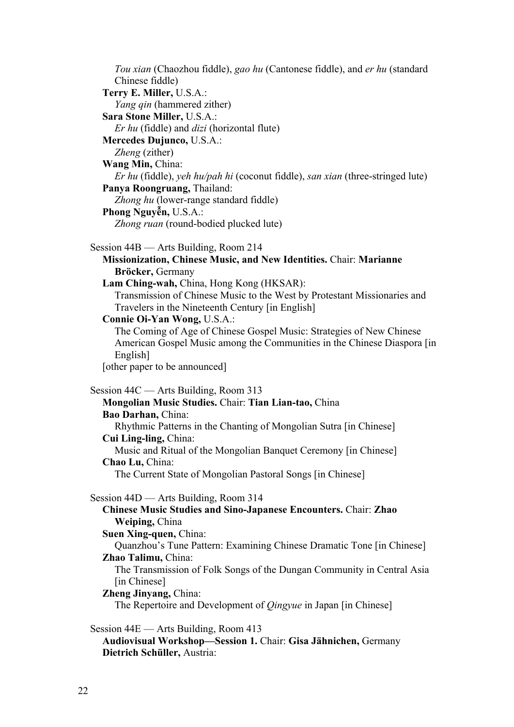*Tou xian* (Chaozhou fiddle), *gao hu* (Cantonese fiddle), and *er hu* (standard Chinese fiddle)

**Terry E. Miller,** U.S.A.:
*Yang qin* (hammered zither)

**Sara Stone Miller,** U.S.A.:
*Er hu* (fiddle) and *dizi* (horizontal flute)

**Mercedes Dujunco,** U.S.A.:
*Zheng* (zither)

**Wang Min,** China:
*Er hu* (fiddle), *yeh hu/pah hi* (coconut fiddle), *san xian* (three-stringed lute)

**Panya Roongruang,** Thailand:
*Zhong hu* (lower-range standard fiddle)

**Phong Nguyễn,** U.S.A.:
*Zhong ruan* (round-bodied plucked lute)

Session 44B — Arts Building, Room 214

**Missionization, Chinese Music, and New Identities.** Chair: **Marianne Bröcker,** Germany

**Lam Ching-wah,** China, Hong Kong (HKSAR):
Transmission of Chinese Music to the West by Protestant Missionaries and Travelers in the Nineteenth Century [in English]

**Connie Oi-Yan Wong,** U.S.A.:
The Coming of Age of Chinese Gospel Music: Strategies of New Chinese American Gospel Music among the Communities in the Chinese Diaspora [in English]

[other paper to be announced]

Session 44C — Arts Building, Room 313

**Mongolian Music Studies.** Chair: **Tian Lian-tao,** China

**Bao Darhan,** China:
Rhythmic Patterns in the Chanting of Mongolian Sutra [in Chinese]

**Cui Ling-ling,** China:
Music and Ritual of the Mongolian Banquet Ceremony [in Chinese]

**Chao Lu,** China:
The Current State of Mongolian Pastoral Songs [in Chinese]

Session 44D — Arts Building, Room 314

**Chinese Music Studies and Sino-Japanese Encounters.** Chair: **Zhao Weiping,** China

**Suen Xing-quen,** China:
Quanzhou's Tune Pattern: Examining Chinese Dramatic Tone [in Chinese]

**Zhao Talimu,** China:
The Transmission of Folk Songs of the Dungan Community in Central Asia [in Chinese]

**Zheng Jinyang,** China:
The Repertoire and Development of *Qingyue* in Japan [in Chinese]

Session 44E — Arts Building, Room 413

**Audiovisual Workshop—Session 1.** Chair: **Gisa Jähnichen,** Germany

**Dietrich Schüller,** Austria: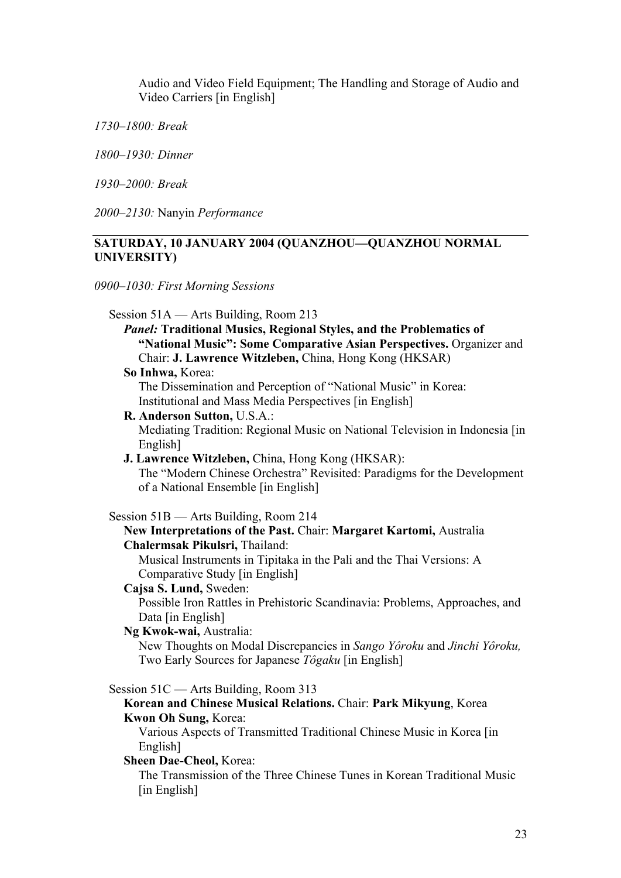Audio and Video Field Equipment; The Handling and Storage of Audio and Video Carriers [in English]

*1730–1800: Break*

*1800–1930: Dinner*

*1930–2000: Break*

*2000–2130:* Nanyin *Performance*

## SATURDAY, 10 JANUARY 2004 (QUANZHOU—QUANZHOU NORMAL UNIVERSITY)

*0900–1030: First Morning Sessions*

Session 51A — Arts Building, Room 213

***Panel:* Traditional Musics, Regional Styles, and the Problematics of "National Music": Some Comparative Asian Perspectives.** Organizer and Chair: **J. Lawrence Witzleben,** China, Hong Kong (HKSAR)

**So Inhwa,** Korea:
The Dissemination and Perception of "National Music" in Korea: Institutional and Mass Media Perspectives [in English]

**R. Anderson Sutton,** U.S.A.:
Mediating Tradition: Regional Music on National Television in Indonesia [in English]

**J. Lawrence Witzleben,** China, Hong Kong (HKSAR):
The "Modern Chinese Orchestra" Revisited: Paradigms for the Development of a National Ensemble [in English]

Session 51B — Arts Building, Room 214

**New Interpretations of the Past.** Chair: **Margaret Kartomi,** Australia

**Chalermsak Pikulsri,** Thailand:
Musical Instruments in Tipitaka in the Pali and the Thai Versions: A Comparative Study [in English]

**Cajsa S. Lund,** Sweden:
Possible Iron Rattles in Prehistoric Scandinavia: Problems, Approaches, and Data [in English]

**Ng Kwok-wai,** Australia:
New Thoughts on Modal Discrepancies in *Sango Yôroku* and *Jinchi Yôroku,* Two Early Sources for Japanese *Tôgaku* [in English]

Session 51C — Arts Building, Room 313

**Korean and Chinese Musical Relations.** Chair: **Park Mikyung**, Korea

**Kwon Oh Sung,** Korea:
Various Aspects of Transmitted Traditional Chinese Music in Korea [in English]

**Sheen Dae-Cheol,** Korea:
The Transmission of the Three Chinese Tunes in Korean Traditional Music [in English]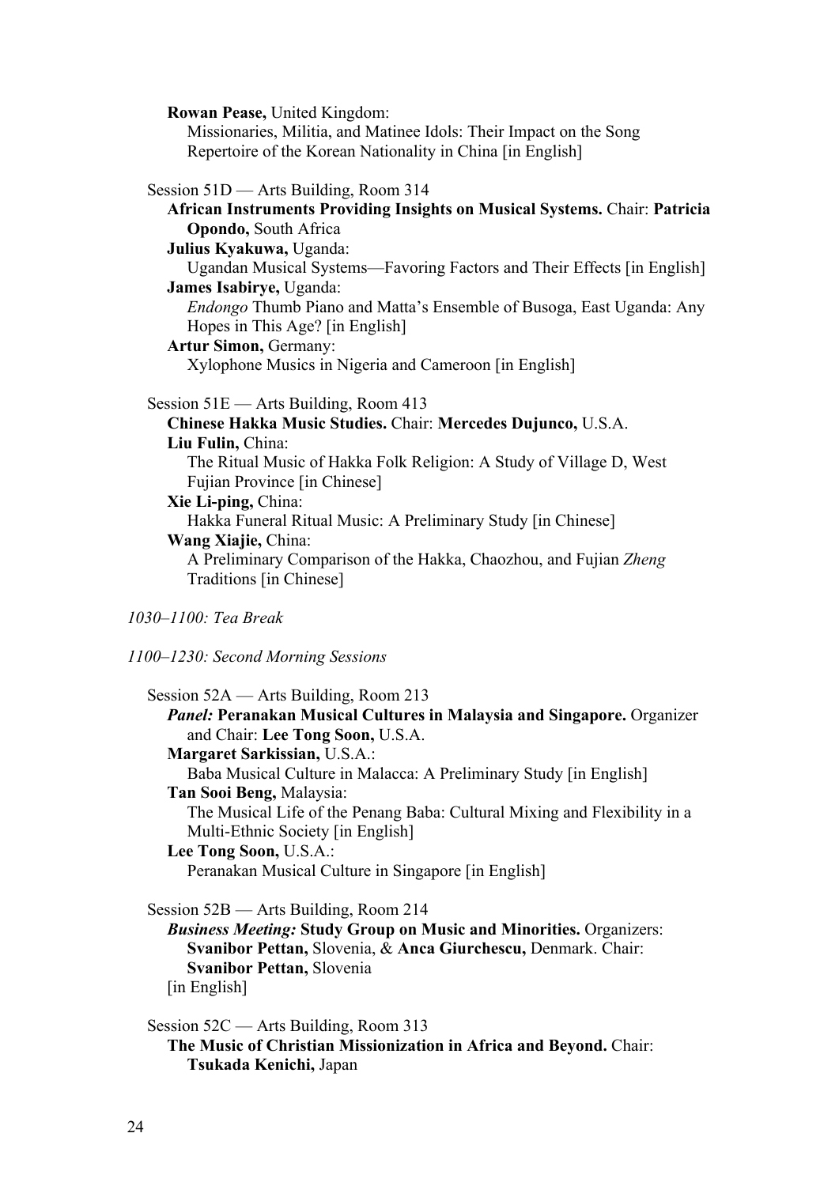**Rowan Pease,** United Kingdom:
Missionaries, Militia, and Matinee Idols: Their Impact on the Song Repertoire of the Korean Nationality in China [in English]

Session 51D — Arts Building, Room 314

**African Instruments Providing Insights on Musical Systems.** Chair: **Patricia Opondo,** South Africa

**Julius Kyakuwa,** Uganda:
Ugandan Musical Systems—Favoring Factors and Their Effects [in English]

**James Isabirye,** Uganda:
*Endongo* Thumb Piano and Matta's Ensemble of Busoga, East Uganda: Any Hopes in This Age? [in English]

**Artur Simon,** Germany:
Xylophone Musics in Nigeria and Cameroon [in English]

Session 51E — Arts Building, Room 413

**Chinese Hakka Music Studies.** Chair: **Mercedes Dujunco,** U.S.A.

**Liu Fulin,** China:
The Ritual Music of Hakka Folk Religion: A Study of Village D, West Fujian Province [in Chinese]

**Xie Li-ping,** China:
Hakka Funeral Ritual Music: A Preliminary Study [in Chinese]

**Wang Xiajie,** China:
A Preliminary Comparison of the Hakka, Chaozhou, and Fujian *Zheng* Traditions [in Chinese]

*1030–1100: Tea Break*

*1100–1230: Second Morning Sessions*

Session 52A — Arts Building, Room 213

***Panel:* Peranakan Musical Cultures in Malaysia and Singapore.** Organizer and Chair: **Lee Tong Soon,** U.S.A.

**Margaret Sarkissian,** U.S.A.:
Baba Musical Culture in Malacca: A Preliminary Study [in English]

**Tan Sooi Beng,** Malaysia:
The Musical Life of the Penang Baba: Cultural Mixing and Flexibility in a Multi-Ethnic Society [in English]

**Lee Tong Soon,** U.S.A.:
Peranakan Musical Culture in Singapore [in English]

Session 52B — Arts Building, Room 214

***Business Meeting:* Study Group on Music and Minorities.** Organizers: **Svanibor Pettan,** Slovenia, & **Anca Giurchescu,** Denmark. Chair: **Svanibor Pettan,** Slovenia
[in English]

Session 52C — Arts Building, Room 313

**The Music of Christian Missionization in Africa and Beyond.** Chair: **Tsukada Kenichi,** Japan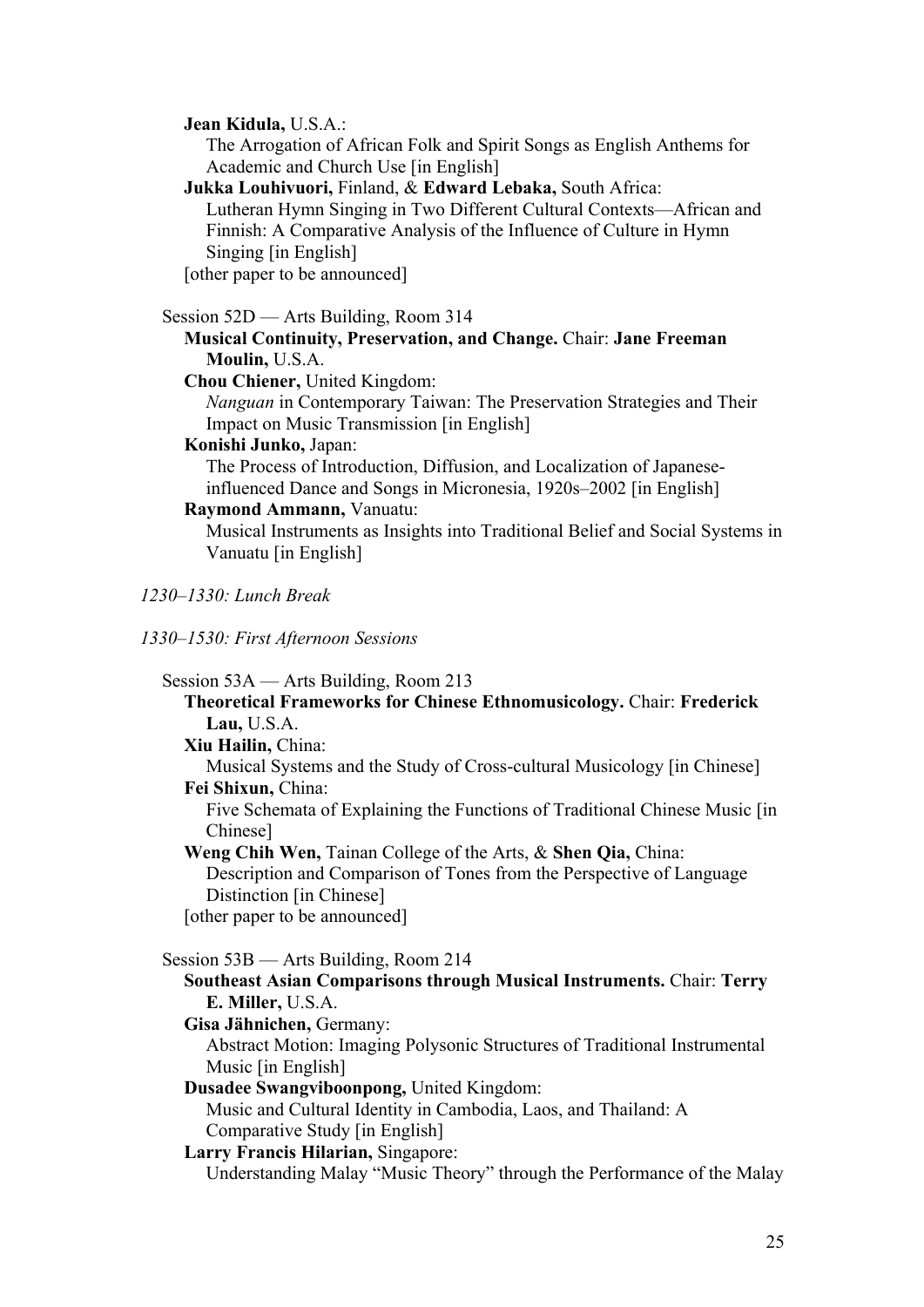**Jean Kidula,** U.S.A.:
The Arrogation of African Folk and Spirit Songs as English Anthems for Academic and Church Use [in English]

**Jukka Louhivuori,** Finland, & **Edward Lebaka,** South Africa:
Lutheran Hymn Singing in Two Different Cultural Contexts—African and Finnish: A Comparative Analysis of the Influence of Culture in Hymn Singing [in English]

[other paper to be announced]

Session 52D — Arts Building, Room 314

**Musical Continuity, Preservation, and Change.** Chair: **Jane Freeman Moulin,** U.S.A.

**Chou Chiener,** United Kingdom:
*Nanguan* in Contemporary Taiwan: The Preservation Strategies and Their Impact on Music Transmission [in English]

**Konishi Junko,** Japan:
The Process of Introduction, Diffusion, and Localization of Japanese-influenced Dance and Songs in Micronesia, 1920s–2002 [in English]

**Raymond Ammann,** Vanuatu:
Musical Instruments as Insights into Traditional Belief and Social Systems in Vanuatu [in English]

*1230–1330: Lunch Break*

*1330–1530: First Afternoon Sessions*

Session 53A — Arts Building, Room 213

**Theoretical Frameworks for Chinese Ethnomusicology.** Chair: **Frederick Lau,** U.S.A.

**Xiu Hailin,** China:
Musical Systems and the Study of Cross-cultural Musicology [in Chinese]

**Fei Shixun,** China:
Five Schemata of Explaining the Functions of Traditional Chinese Music [in Chinese]

**Weng Chih Wen,** Tainan College of the Arts, & **Shen Qia,** China:
Description and Comparison of Tones from the Perspective of Language Distinction [in Chinese]

[other paper to be announced]

Session 53B — Arts Building, Room 214

**Southeast Asian Comparisons through Musical Instruments.** Chair: **Terry E. Miller,** U.S.A.

**Gisa Jähnichen,** Germany:
Abstract Motion: Imaging Polysonic Structures of Traditional Instrumental Music [in English]

**Dusadee Swangviboonpong,** United Kingdom:
Music and Cultural Identity in Cambodia, Laos, and Thailand: A Comparative Study [in English]

**Larry Francis Hilarian,** Singapore:
Understanding Malay “Music Theory” through the Performance of the Malay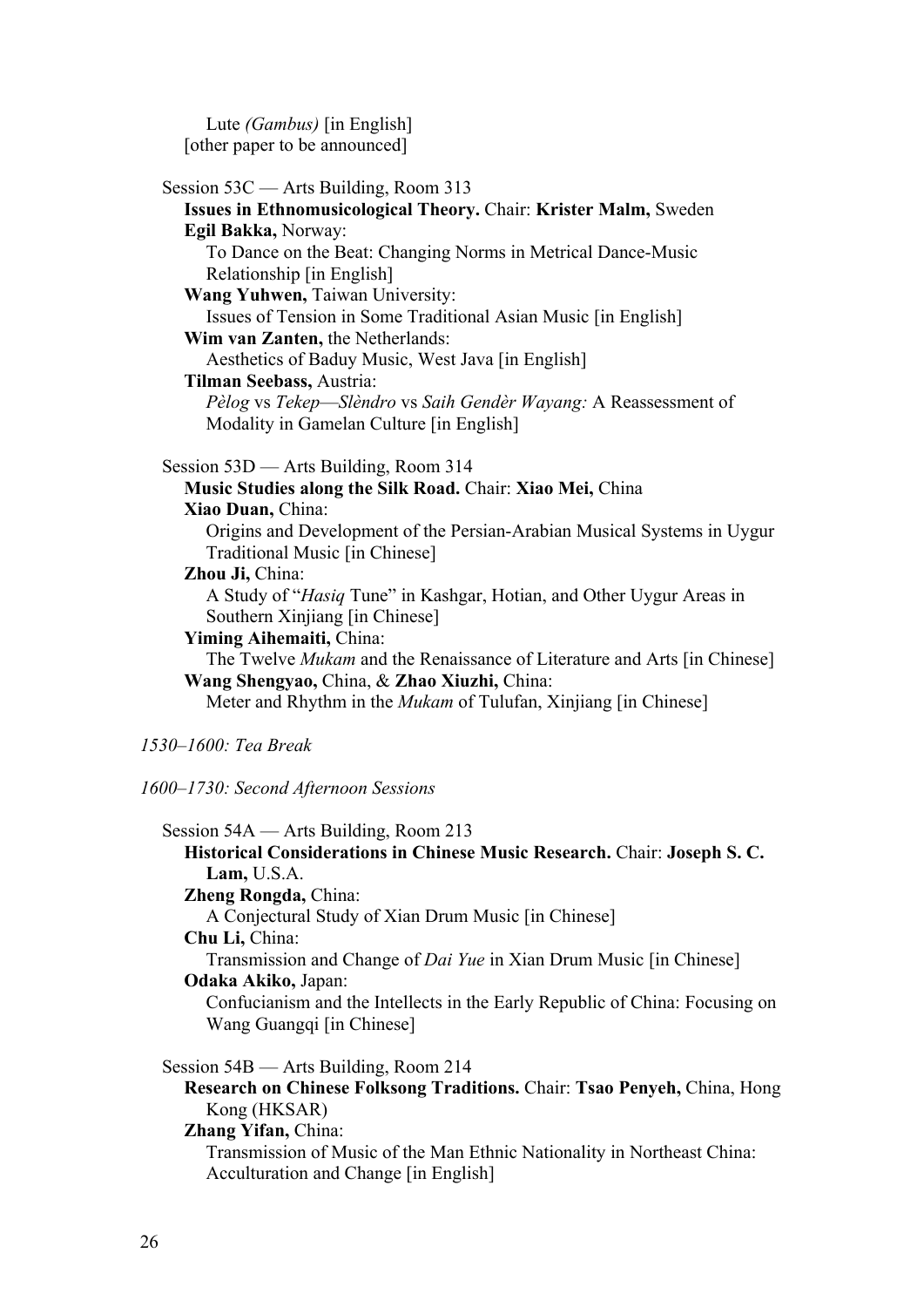Lute *(Gambus)* [in English]
[other paper to be announced]

Session 53C — Arts Building, Room 313

**Issues in Ethnomusicological Theory.** Chair: **Krister Malm,** Sweden

**Egil Bakka,** Norway:
To Dance on the Beat: Changing Norms in Metrical Dance-Music Relationship [in English]

**Wang Yuhwen,** Taiwan University:
Issues of Tension in Some Traditional Asian Music [in English]

**Wim van Zanten,** the Netherlands:
Aesthetics of Baduy Music, West Java [in English]

**Tilman Seebass,** Austria:
*Pèlog* vs *Tekep*—*Slèndro* vs *Saih Gendèr Wayang:* A Reassessment of Modality in Gamelan Culture [in English]

Session 53D — Arts Building, Room 314

**Music Studies along the Silk Road.** Chair: **Xiao Mei,** China

**Xiao Duan,** China:
Origins and Development of the Persian-Arabian Musical Systems in Uygur Traditional Music [in Chinese]

**Zhou Ji,** China:
A Study of "*Hasiq* Tune" in Kashgar, Hotian, and Other Uygur Areas in Southern Xinjiang [in Chinese]

**Yiming Aihemaiti,** China:
The Twelve *Mukam* and the Renaissance of Literature and Arts [in Chinese]

**Wang Shengyao,** China, & **Zhao Xiuzhi,** China:
Meter and Rhythm in the *Mukam* of Tulufan, Xinjiang [in Chinese]

*1530–1600: Tea Break*

*1600–1730: Second Afternoon Sessions*

Session 54A — Arts Building, Room 213

**Historical Considerations in Chinese Music Research.** Chair: **Joseph S. C. Lam,** U.S.A.

**Zheng Rongda,** China:
A Conjectural Study of Xian Drum Music [in Chinese]

**Chu Li,** China:
Transmission and Change of *Dai Yue* in Xian Drum Music [in Chinese]

**Odaka Akiko,** Japan:
Confucianism and the Intellects in the Early Republic of China: Focusing on Wang Guangqi [in Chinese]

Session 54B — Arts Building, Room 214

**Research on Chinese Folksong Traditions.** Chair: **Tsao Penyeh,** China, Hong Kong (HKSAR)

**Zhang Yifan,** China:
Transmission of Music of the Man Ethnic Nationality in Northeast China: Acculturation and Change [in English]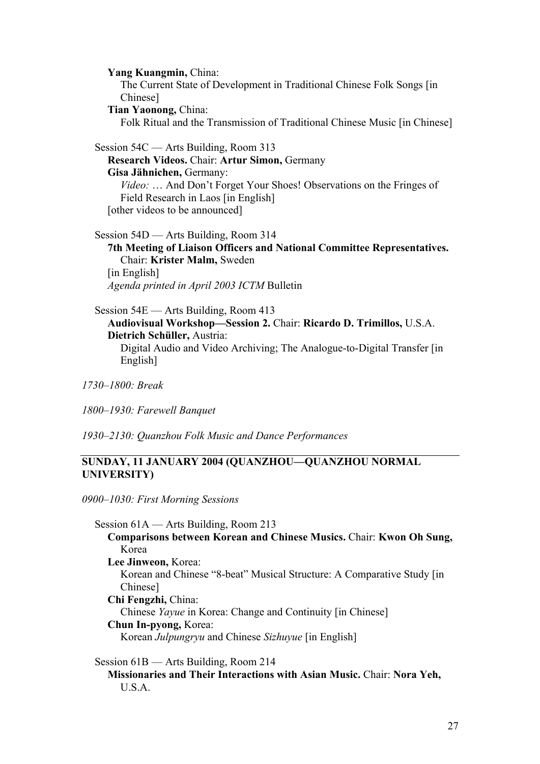**Yang Kuangmin,** China:
The Current State of Development in Traditional Chinese Folk Songs [in Chinese]

**Tian Yaonong,** China:
Folk Ritual and the Transmission of Traditional Chinese Music [in Chinese]

Session 54C — Arts Building, Room 313

**Research Videos.** Chair: **Artur Simon,** Germany

**Gisa Jähnichen,** Germany:
*Video:* … And Don't Forget Your Shoes! Observations on the Fringes of Field Research in Laos [in English]

[other videos to be announced]

Session 54D — Arts Building, Room 314

**7th Meeting of Liaison Officers and National Committee Representatives.** Chair: **Krister Malm,** Sweden

[in English]

*Agenda printed in April 2003 ICTM* Bulletin

Session 54E — Arts Building, Room 413

**Audiovisual Workshop—Session 2.** Chair: **Ricardo D. Trimillos,** U.S.A.

**Dietrich Schüller,** Austria:
Digital Audio and Video Archiving; The Analogue-to-Digital Transfer [in English]

*1730–1800: Break*

*1800–1930: Farewell Banquet*

*1930–2130: Quanzhou Folk Music and Dance Performances*

## SUNDAY, 11 JANUARY 2004 (QUANZHOU—QUANZHOU NORMAL UNIVERSITY)

*0900–1030: First Morning Sessions*

Session 61A — Arts Building, Room 213

**Comparisons between Korean and Chinese Musics.** Chair: **Kwon Oh Sung,** Korea

**Lee Jinweon,** Korea:
Korean and Chinese "8-beat" Musical Structure: A Comparative Study [in Chinese]

**Chi Fengzhi,** China:
Chinese *Yayue* in Korea: Change and Continuity [in Chinese]

**Chun In-pyong,** Korea:
Korean *Julpungryu* and Chinese *Sizhuyue* [in English]

Session 61B — Arts Building, Room 214

**Missionaries and Their Interactions with Asian Music.** Chair: **Nora Yeh,** U.S.A.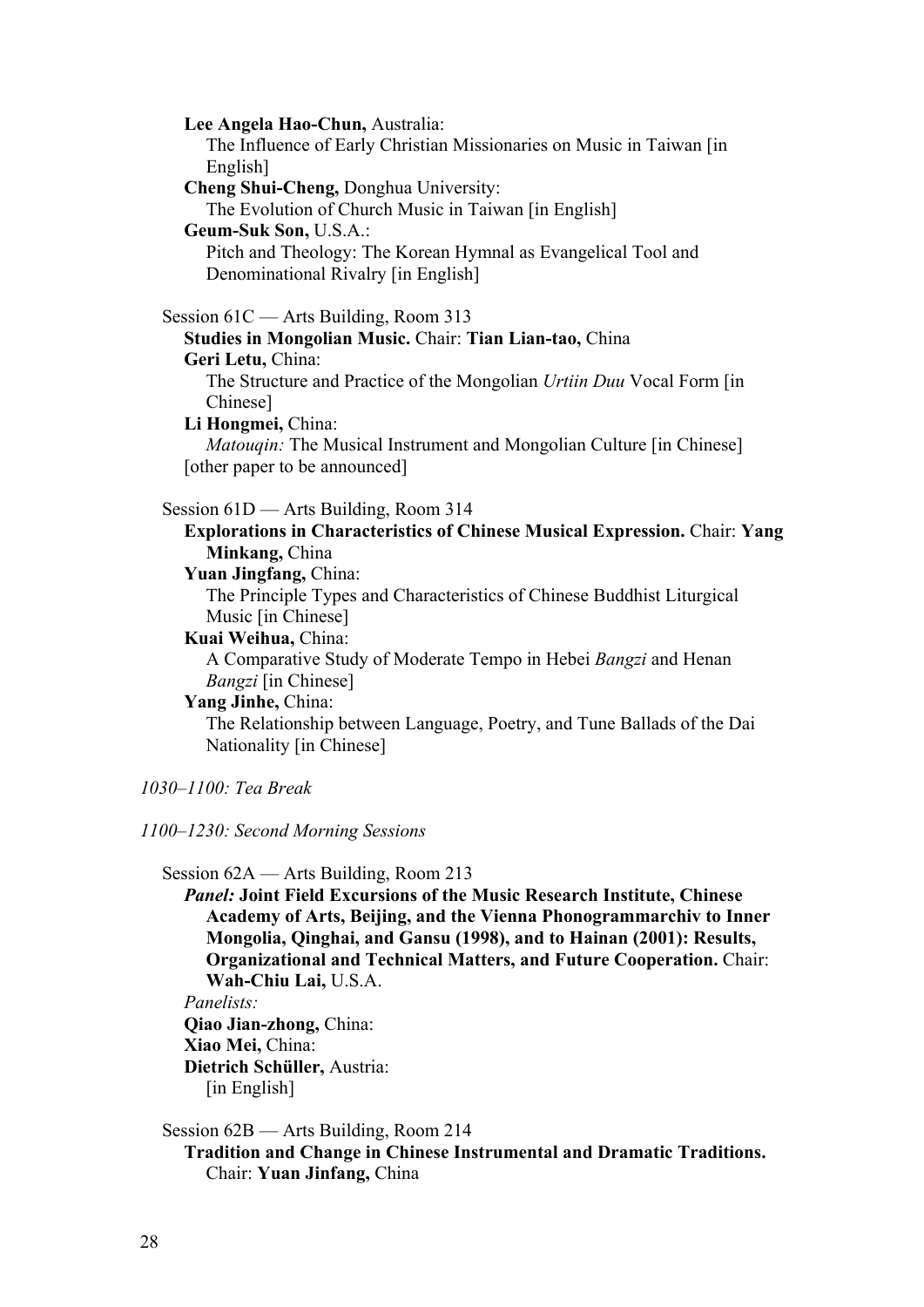**Lee Angela Hao-Chun,** Australia:
The Influence of Early Christian Missionaries on Music in Taiwan [in English]

**Cheng Shui-Cheng,** Donghua University:
The Evolution of Church Music in Taiwan [in English]

**Geum-Suk Son,** U.S.A.:
Pitch and Theology: The Korean Hymnal as Evangelical Tool and Denominational Rivalry [in English]

Session 61C — Arts Building, Room 313

**Studies in Mongolian Music.** Chair: **Tian Lian-tao,** China

**Geri Letu,** China:
The Structure and Practice of the Mongolian *Urtiin Duu* Vocal Form [in Chinese]

**Li Hongmei,** China:
*Matouqin:* The Musical Instrument and Mongolian Culture [in Chinese]

[other paper to be announced]

Session 61D — Arts Building, Room 314

**Explorations in Characteristics of Chinese Musical Expression.** Chair: **Yang Minkang,** China

**Yuan Jingfang,** China:
The Principle Types and Characteristics of Chinese Buddhist Liturgical Music [in Chinese]

**Kuai Weihua,** China:
A Comparative Study of Moderate Tempo in Hebei *Bangzi* and Henan *Bangzi* [in Chinese]

**Yang Jinhe,** China:
The Relationship between Language, Poetry, and Tune Ballads of the Dai Nationality [in Chinese]

*1030–1100: Tea Break*

*1100–1230: Second Morning Sessions*

Session 62A — Arts Building, Room 213

***Panel:* Joint Field Excursions of the Music Research Institute, Chinese Academy of Arts, Beijing, and the Vienna Phonogrammarchiv to Inner Mongolia, Qinghai, and Gansu (1998), and to Hainan (2001): Results, Organizational and Technical Matters, and Future Cooperation.** Chair: **Wah-Chiu Lai,** U.S.A.

*Panelists:*

**Qiao Jian-zhong,** China:

**Xiao Mei,** China:

**Dietrich Schüller,** Austria:
[in English]

Session 62B — Arts Building, Room 214

**Tradition and Change in Chinese Instrumental and Dramatic Traditions.** Chair: **Yuan Jinfang,** China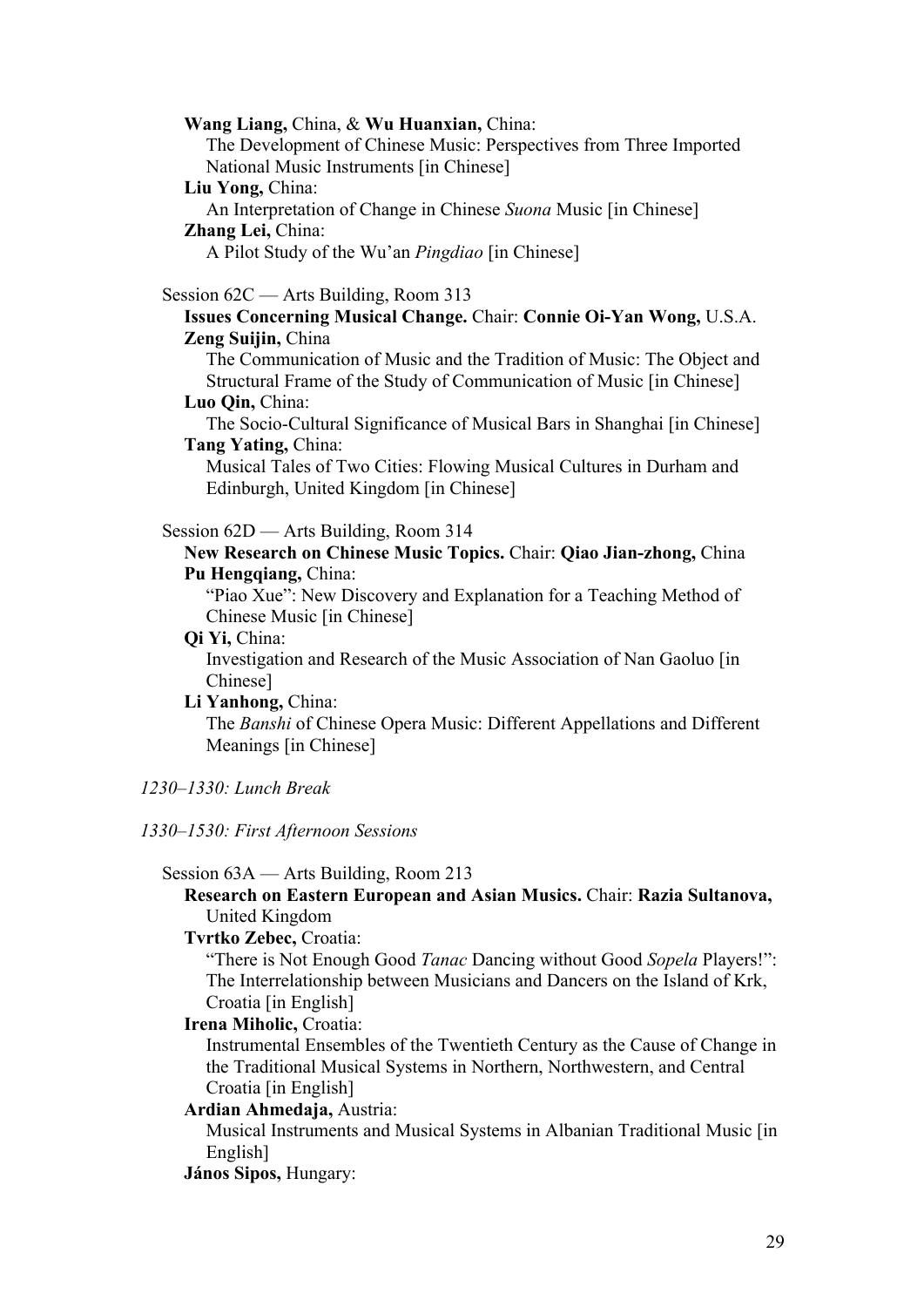**Wang Liang,** China, & **Wu Huanxian,** China:
The Development of Chinese Music: Perspectives from Three Imported National Music Instruments [in Chinese]

**Liu Yong,** China:
An Interpretation of Change in Chinese *Suona* Music [in Chinese]

**Zhang Lei,** China:
A Pilot Study of the Wu'an *Pingdiao* [in Chinese]

Session 62C — Arts Building, Room 313

**Issues Concerning Musical Change.** Chair: **Connie Oi-Yan Wong,** U.S.A.

**Zeng Suijin,** China
The Communication of Music and the Tradition of Music: The Object and Structural Frame of the Study of Communication of Music [in Chinese]

**Luo Qin,** China:
The Socio-Cultural Significance of Musical Bars in Shanghai [in Chinese]

**Tang Yating,** China:
Musical Tales of Two Cities: Flowing Musical Cultures in Durham and Edinburgh, United Kingdom [in Chinese]

Session 62D — Arts Building, Room 314

**New Research on Chinese Music Topics.** Chair: **Qiao Jian-zhong,** China

**Pu Hengqiang,** China:
"Piao Xue": New Discovery and Explanation for a Teaching Method of Chinese Music [in Chinese]

**Qi Yi,** China:
Investigation and Research of the Music Association of Nan Gaoluo [in Chinese]

**Li Yanhong,** China:
The *Banshi* of Chinese Opera Music: Different Appellations and Different Meanings [in Chinese]

*1230–1330: Lunch Break*

*1330–1530: First Afternoon Sessions*

Session 63A — Arts Building, Room 213

**Research on Eastern European and Asian Musics.** Chair: **Razia Sultanova,** United Kingdom

**Tvrtko Zebec,** Croatia:
"There is Not Enough Good *Tanac* Dancing without Good *Sopela* Players!": The Interrelationship between Musicians and Dancers on the Island of Krk, Croatia [in English]

**Irena Miholic,** Croatia:
Instrumental Ensembles of the Twentieth Century as the Cause of Change in the Traditional Musical Systems in Northern, Northwestern, and Central Croatia [in English]

**Ardian Ahmedaja,** Austria:
Musical Instruments and Musical Systems in Albanian Traditional Music [in English]

**János Sipos,** Hungary: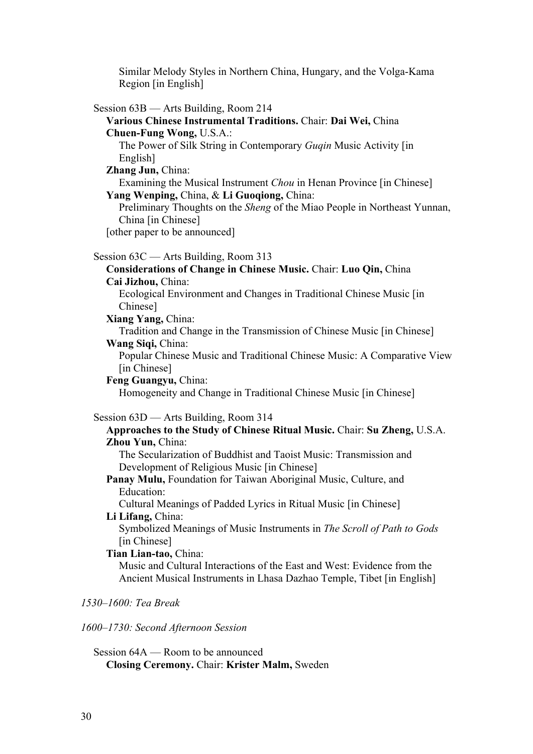Similar Melody Styles in Northern China, Hungary, and the Volga-Kama Region [in English]

Session 63B — Arts Building, Room 214

**Various Chinese Instrumental Traditions.** Chair: **Dai Wei,** China

**Chuen-Fung Wong,** U.S.A.:
The Power of Silk String in Contemporary *Guqin* Music Activity [in English]

**Zhang Jun,** China:
Examining the Musical Instrument *Chou* in Henan Province [in Chinese]

**Yang Wenping,** China, & **Li Guoqiong,** China:
Preliminary Thoughts on the *Sheng* of the Miao People in Northeast Yunnan, China [in Chinese]

[other paper to be announced]

Session 63C — Arts Building, Room 313

**Considerations of Change in Chinese Music.** Chair: **Luo Qin,** China

**Cai Jizhou,** China:
Ecological Environment and Changes in Traditional Chinese Music [in Chinese]

**Xiang Yang,** China:
Tradition and Change in the Transmission of Chinese Music [in Chinese]

**Wang Siqi,** China:
Popular Chinese Music and Traditional Chinese Music: A Comparative View [in Chinese]

**Feng Guangyu,** China:
Homogeneity and Change in Traditional Chinese Music [in Chinese]

Session 63D — Arts Building, Room 314

**Approaches to the Study of Chinese Ritual Music.** Chair: **Su Zheng,** U.S.A.

**Zhou Yun,** China:
The Secularization of Buddhist and Taoist Music: Transmission and Development of Religious Music [in Chinese]

**Panay Mulu,** Foundation for Taiwan Aboriginal Music, Culture, and Education:
Cultural Meanings of Padded Lyrics in Ritual Music [in Chinese]

**Li Lifang,** China:
Symbolized Meanings of Music Instruments in *The Scroll of Path to Gods* [in Chinese]

**Tian Lian-tao,** China:
Music and Cultural Interactions of the East and West: Evidence from the Ancient Musical Instruments in Lhasa Dazhao Temple, Tibet [in English]

*1530–1600: Tea Break*

*1600–1730: Second Afternoon Session*

Session 64A — Room to be announced

**Closing Ceremony.** Chair: **Krister Malm,** Sweden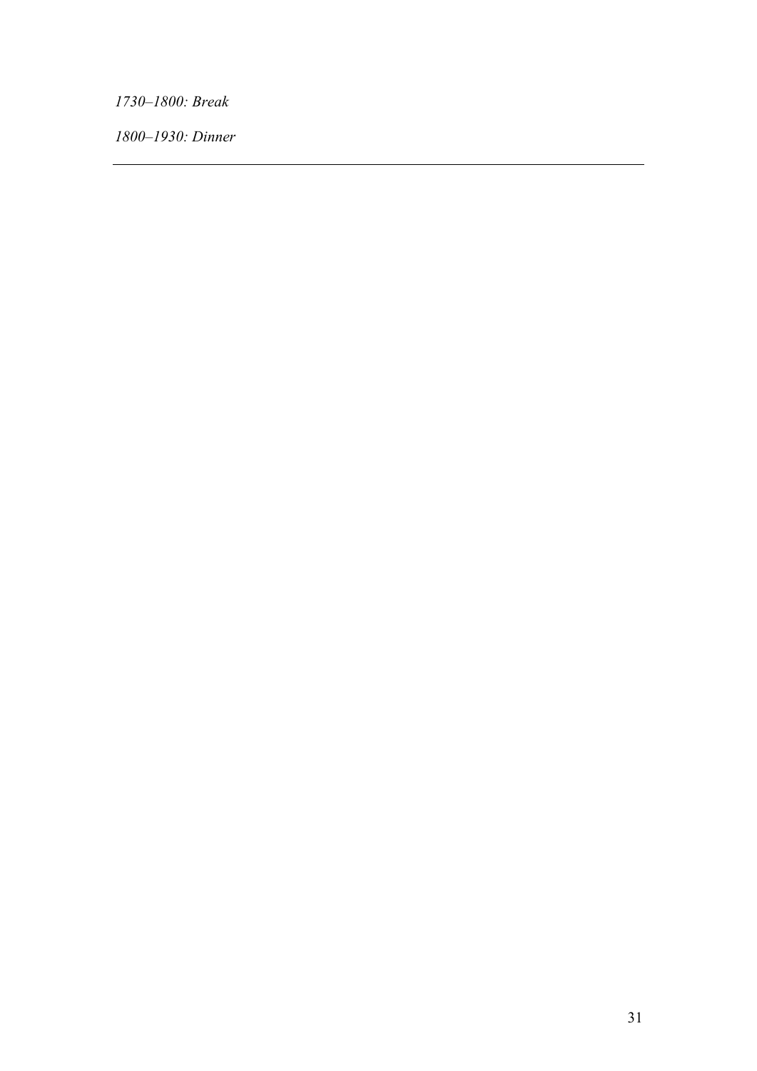*1730–1800: Break*

*1800–1930: Dinner*

---